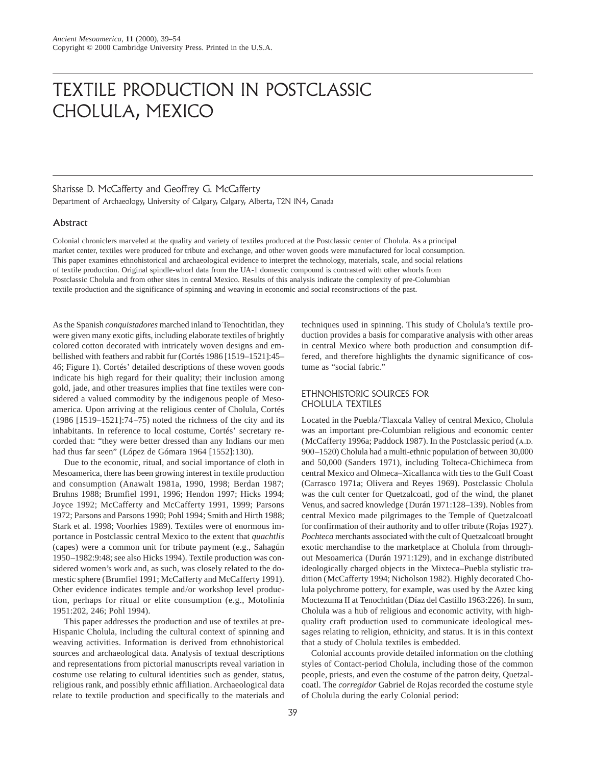# TEXTILE PRODUCTION IN POSTCLASSIC CHOLULA, MEXICO

Sharisse D. McCafferty and Geoffrey G. McCafferty

Department of Archaeology, University of Calgary, Calgary, Alberta, T2N 1N4, Canada

## Abstract

Colonial chroniclers marveled at the quality and variety of textiles produced at the Postclassic center of Cholula. As a principal market center, textiles were produced for tribute and exchange, and other woven goods were manufactured for local consumption. This paper examines ethnohistorical and archaeological evidence to interpret the technology, materials, scale, and social relations of textile production. Original spindle-whorl data from the UA-1 domestic compound is contrasted with other whorls from Postclassic Cholula and from other sites in central Mexico. Results of this analysis indicate the complexity of pre-Columbian textile production and the significance of spinning and weaving in economic and social reconstructions of the past.

As the Spanish *conquistadores* marched inland to Tenochtitlan, they were given many exotic gifts, including elaborate textiles of brightly colored cotton decorated with intricately woven designs and embellished with feathers and rabbit fur (Cortés 1986 [1519–1521]:45–46; Figure 1). Cortés' detailed descriptions of these woven goods indicate his high regard for their quality; their inclusion among gold, jade, and other treasures implies that fine textiles were considered a valued commodity by the indigenous people of Mesoamerica. Upon arriving at the religious center of Cholula, Cortés (1986 [1519–1521]:74–75) noted the richness of the city and its inhabitants. In reference to local costume, Cortés' secretary recorded that: "they were better dressed than any Indians our men had thus far seen" (López de Gómara 1964 [1552]:130).

Due to the economic, ritual, and social importance of cloth in Mesoamerica, there has been growing interest in textile production and consumption (Anawalt 1981a, 1990, 1998; Berdan 1987; Bruhns 1988; Brumfiel 1991, 1996; Hendon 1997; Hicks 1994; Joyce 1992; McCafferty and McCafferty 1991, 1999; Parsons 1972; Parsons and Parsons 1990; Pohl 1994; Smith and Hirth 1988; Stark et al. 1998; Voorhies 1989). Textiles were of enormous importance in Postclassic central Mexico to the extent that *quachtlis* (capes) were a common unit for tribute payment (e.g., Sahagún 1950–1982:9:48; see also Hicks 1994). Textile production was considered women's work and, as such, was closely related to the domestic sphere (Brumfiel 1991; McCafferty and McCafferty 1991). Other evidence indicates temple and/or workshop level production, perhaps for ritual or elite consumption (e.g., Motolinía 1951:202, 246; Pohl 1994).

This paper addresses the production and use of textiles at pre-Hispanic Cholula, including the cultural context of spinning and weaving activities. Information is derived from ethnohistorical sources and archaeological data. Analysis of textual descriptions and representations from pictorial manuscripts reveal variation in costume use relating to cultural identities such as gender, status, religious rank, and possibly ethnic affiliation. Archaeological data relate to textile production and specifically to the materials and techniques used in spinning. This study of Cholula's textile production provides a basis for comparative analysis with other areas in central Mexico where both production and consumption differed, and therefore highlights the dynamic significance of costume as "social fabric."

## ETHNOHISTORIC SOURCES FOR CHOLULA TEXTILES

Located in the Puebla/Tlaxcala Valley of central Mexico, Cholula was an important pre-Columbian religious and economic center (McCafferty 1996a; Paddock 1987). In the Postclassic period (A.D. 900–1520) Cholula had a multi-ethnic population of between 30,000 and 50,000 (Sanders 1971), including Tolteca-Chichimeca from central Mexico and Olmeca–Xicallanca with ties to the Gulf Coast (Carrasco 1971a; Olivera and Reyes 1969). Postclassic Cholula was the cult center for Quetzalcoatl, god of the wind, the planet Venus, and sacred knowledge (Durán 1971:128–139). Nobles from central Mexico made pilgrimages to the Temple of Quetzalcoatl for confirmation of their authority and to offer tribute (Rojas 1927). *Pochteca* merchants associated with the cult of Quetzalcoatl brought exotic merchandise to the marketplace at Cholula from throughout Mesoamerica (Durán 1971:129), and in exchange distributed ideologically charged objects in the Mixteca–Puebla stylistic tradition (McCafferty 1994; Nicholson 1982). Highly decorated Cholula polychrome pottery, for example, was used by the Aztec king Moctezuma II at Tenochtitlan (Díaz del Castillo 1963:226). In sum, Cholula was a hub of religious and economic activity, with high-quality craft production used to communicate ideological messages relating to religion, ethnicity, and status. It is in this context that a study of Cholula textiles is embedded.

Colonial accounts provide detailed information on the clothing styles of Contact-period Cholula, including those of the common people, priests, and even the costume of the patron deity, Quetzalcoatl. The *corregidor* Gabriel de Rojas recorded the costume style of Cholula during the early Colonial period: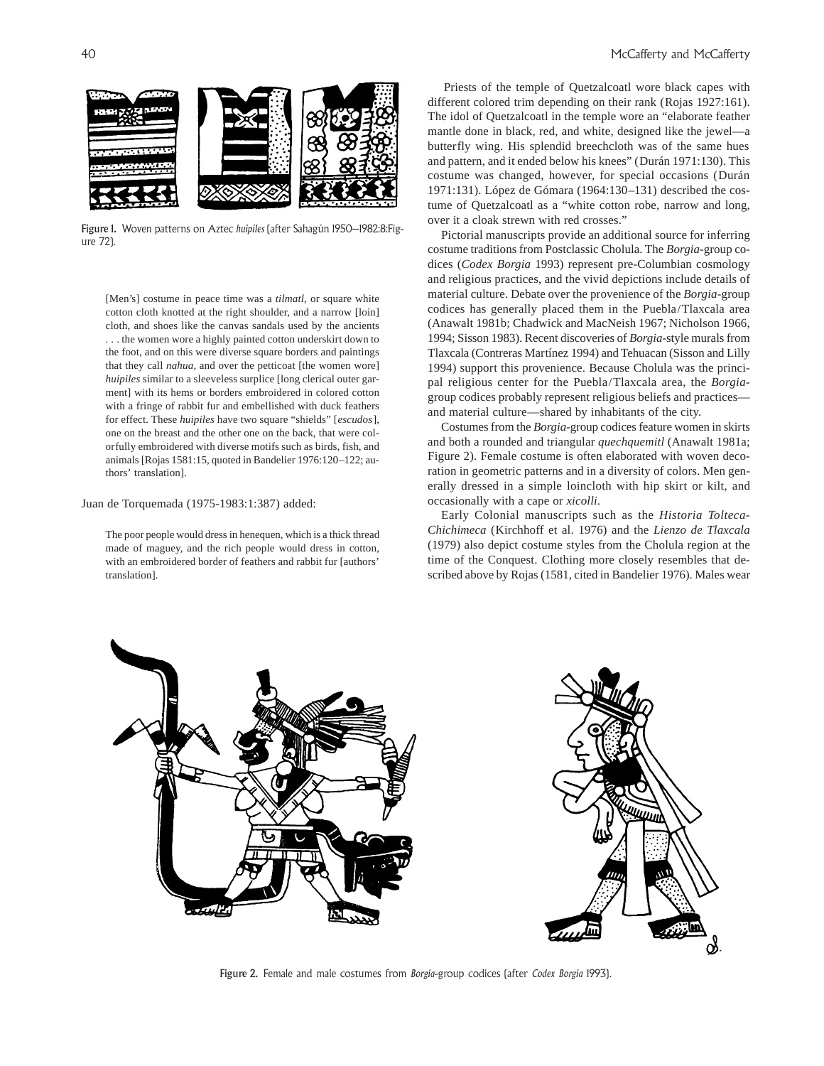Figure 1. Woven patterns on Aztec *huipiles* (after Sahagún 1950–1982:8:Figure 72).

> [Men's] costume in peace time was a *tilmatl*, or square white cotton cloth knotted at the right shoulder, and a narrow [loin] cloth, and shoes like the canvas sandals used by the ancients . . . the women wore a highly painted cotton underskirt down to the foot, and on this were diverse square borders and paintings that they call *nahua*, and over the petticoat [the women wore] *huipiles* similar to a sleeveless surplice [long clerical outer garment] with its hems or borders embroidered in colored cotton with a fringe of rabbit fur and embellished with duck feathers for effect. These *huipiles* have two square "shields" [*escudos*], one on the breast and the other one on the back, that were colorfully embroidered with diverse motifs such as birds, fish, and animals [Rojas 1581:15, quoted in Bandelier 1976:120–122; authors' translation].

Juan de Torquemada (1975-1983:1:387) added:

> The poor people would dress in henequen, which is a thick thread made of maguey, and the rich people would dress in cotton, with an embroidered border of feathers and rabbit fur [authors' translation].

Priests of the temple of Quetzalcoatl wore black capes with different colored trim depending on their rank (Rojas 1927:161). The idol of Quetzalcoatl in the temple wore an "elaborate feather mantle done in black, red, and white, designed like the jewel—a butterfly wing. His splendid breechcloth was of the same hues and pattern, and it ended below his knees" (Durán 1971:130). This costume was changed, however, for special occasions (Durán 1971:131). López de Gómara (1964:130–131) described the costume of Quetzalcoatl as a "white cotton robe, narrow and long, over it a cloak strewn with red crosses."

Pictorial manuscripts provide an additional source for inferring costume traditions from Postclassic Cholula. The *Borgia*-group codices (*Codex Borgia* 1993) represent pre-Columbian cosmology and religious practices, and the vivid depictions include details of material culture. Debate over the provenience of the *Borgia*-group codices has generally placed them in the Puebla/Tlaxcala area (Anawalt 1981b; Chadwick and MacNeish 1967; Nicholson 1966, 1994; Sisson 1983). Recent discoveries of *Borgia*-style murals from Tlaxcala (Contreras Martínez 1994) and Tehuacan (Sisson and Lilly 1994) support this provenience. Because Cholula was the principal religious center for the Puebla/Tlaxcala area, the *Borgia*-group codices probably represent religious beliefs and practices—and material culture—shared by inhabitants of the city.

Costumes from the *Borgia*-group codices feature women in skirts and both a rounded and triangular *quechquemitl* (Anawalt 1981a; Figure 2). Female costume is often elaborated with woven decoration in geometric patterns and in a diversity of colors. Men generally dressed in a simple loincloth with hip skirt or kilt, and occasionally with a cape or *xicolli*.

Early Colonial manuscripts such as the *Historia Tolteca-Chichimeca* (Kirchhoff et al. 1976) and the *Lienzo de Tlaxcala* (1979) also depict costume styles from the Cholula region at the time of the Conquest. Clothing more closely resembles that described above by Rojas (1581, cited in Bandelier 1976). Males wear

Figure 2. Female and male costumes from *Borgia*-group codices (after *Codex Borgia* 1993).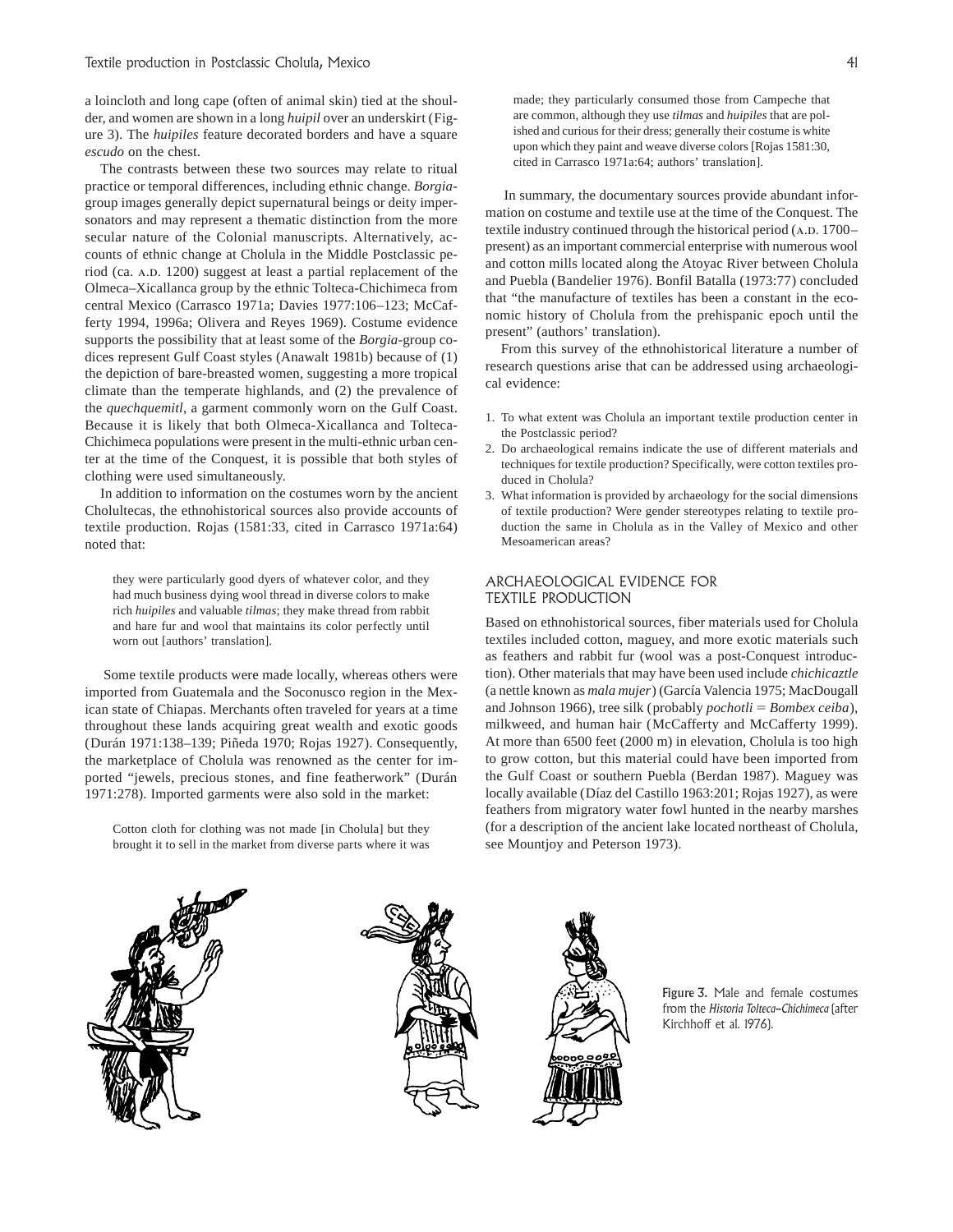a loincloth and long cape (often of animal skin) tied at the shoulder, and women are shown in a long *huipil* over an underskirt (Figure 3). The *huipiles* feature decorated borders and have a square *escudo* on the chest.

The contrasts between these two sources may relate to ritual practice or temporal differences, including ethnic change. *Borgia*-group images generally depict supernatural beings or deity impersonators and may represent a thematic distinction from the more secular nature of the Colonial manuscripts. Alternatively, accounts of ethnic change at Cholula in the Middle Postclassic period (ca. A.D. 1200) suggest at least a partial replacement of the Olmeca–Xicallanca group by the ethnic Tolteca-Chichimeca from central Mexico (Carrasco 1971a; Davies 1977:106–123; McCafferty 1994, 1996a; Olivera and Reyes 1969). Costume evidence supports the possibility that at least some of the *Borgia*-group codices represent Gulf Coast styles (Anawalt 1981b) because of (1) the depiction of bare-breasted women, suggesting a more tropical climate than the temperate highlands, and (2) the prevalence of the *quechquemitl*, a garment commonly worn on the Gulf Coast. Because it is likely that both Olmeca-Xicallanca and Tolteca-Chichimeca populations were present in the multi-ethnic urban center at the time of the Conquest, it is possible that both styles of clothing were used simultaneously.

In addition to information on the costumes worn by the ancient Cholultecas, the ethnohistorical sources also provide accounts of textile production. Rojas (1581:33, cited in Carrasco 1971a:64) noted that:

> they were particularly good dyers of whatever color, and they had much business dying wool thread in diverse colors to make rich *huipiles* and valuable *tilmas*; they make thread from rabbit and hare fur and wool that maintains its color perfectly until worn out [authors' translation].

Some textile products were made locally, whereas others were imported from Guatemala and the Soconusco region in the Mexican state of Chiapas. Merchants often traveled for years at a time throughout these lands acquiring great wealth and exotic goods (Durán 1971:138–139; Piñeda 1970; Rojas 1927). Consequently, the marketplace of Cholula was renowned as the center for imported "jewels, precious stones, and fine featherwork" (Durán 1971:278). Imported garments were also sold in the market:

> Cotton cloth for clothing was not made [in Cholula] but they brought it to sell in the market from diverse parts where it was made; they particularly consumed those from Campeche that are common, although they use *tilmas* and *huipiles* that are polished and curious for their dress; generally their costume is white upon which they paint and weave diverse colors [Rojas 1581:30, cited in Carrasco 1971a:64; authors' translation].

In summary, the documentary sources provide abundant information on costume and textile use at the time of the Conquest. The textile industry continued through the historical period (A.D. 1700–present) as an important commercial enterprise with numerous wool and cotton mills located along the Atoyac River between Cholula and Puebla (Bandelier 1976). Bonfil Batalla (1973:77) concluded that "the manufacture of textiles has been a constant in the economic history of Cholula from the prehispanic epoch until the present" (authors' translation).

From this survey of the ethnohistorical literature a number of research questions arise that can be addressed using archaeological evidence:

1. To what extent was Cholula an important textile production center in the Postclassic period?
2. Do archaeological remains indicate the use of different materials and techniques for textile production? Specifically, were cotton textiles produced in Cholula?
3. What information is provided by archaeology for the social dimensions of textile production? Were gender stereotypes relating to textile production the same in Cholula as in the Valley of Mexico and other Mesoamerican areas?

## ARCHAEOLOGICAL EVIDENCE FOR TEXTILE PRODUCTION

Based on ethnohistorical sources, fiber materials used for Cholula textiles included cotton, maguey, and more exotic materials such as feathers and rabbit fur (wool was a post-Conquest introduction). Other materials that may have been used include *chichicaztle* (a nettle known as *mala mujer*) (García Valencia 1975; MacDougall and Johnson 1966), tree silk (probably *pochotli* = *Bombex ceiba*), milkweed, and human hair (McCafferty and McCafferty 1999). At more than 6500 feet (2000 m) in elevation, Cholula is too high to grow cotton, but this material could have been imported from the Gulf Coast or southern Puebla (Berdan 1987). Maguey was locally available (Díaz del Castillo 1963:201; Rojas 1927), as were feathers from migratory water fowl hunted in the nearby marshes (for a description of the ancient lake located northeast of Cholula, see Mountjoy and Peterson 1973).

**Figure 3.** Male and female costumes from the *Historia Tolteca–Chichimeca* (after Kirchhoff et al. 1976).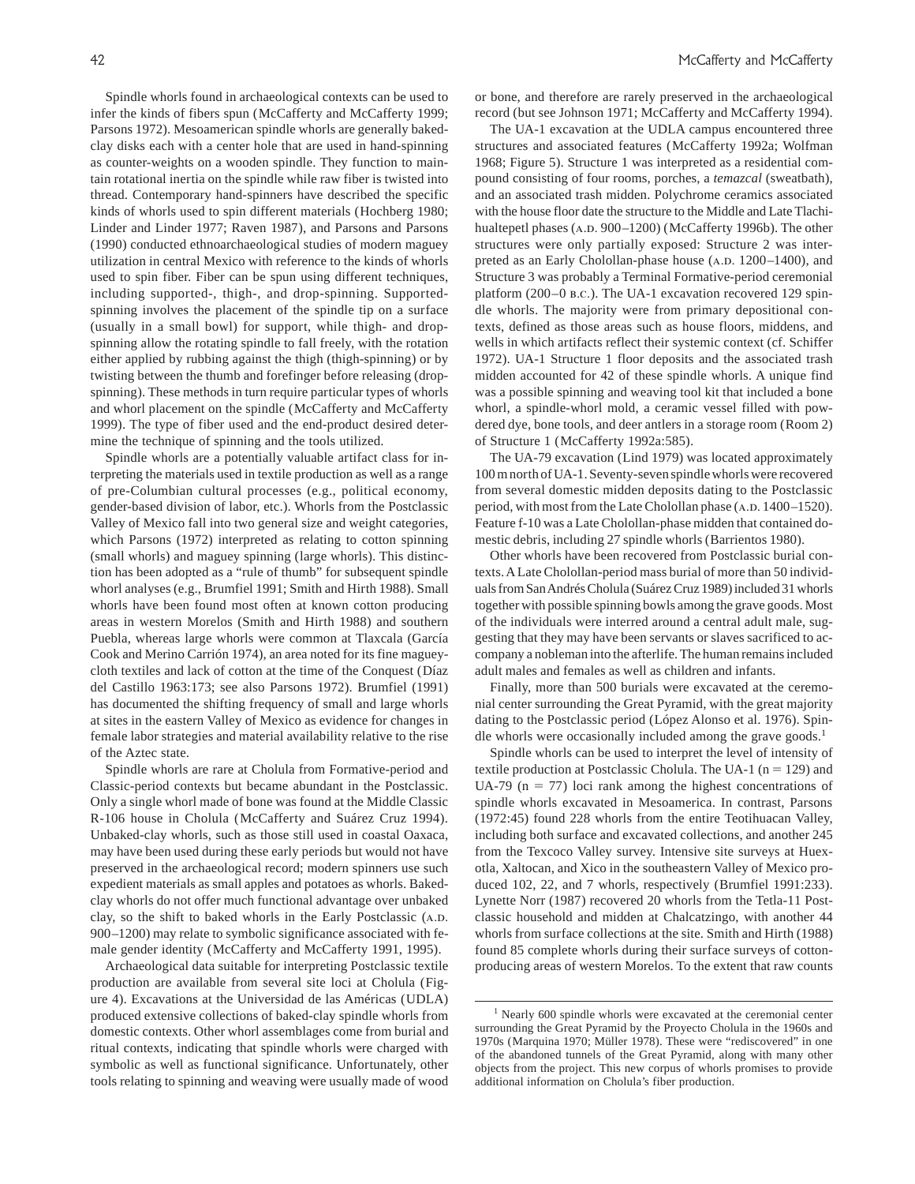Spindle whorls found in archaeological contexts can be used to infer the kinds of fibers spun (McCafferty and McCafferty 1999; Parsons 1972). Mesoamerican spindle whorls are generally baked-clay disks each with a center hole that are used in hand-spinning as counter-weights on a wooden spindle. They function to maintain rotational inertia on the spindle while raw fiber is twisted into thread. Contemporary hand-spinners have described the specific kinds of whorls used to spin different materials (Hochberg 1980; Linder and Linder 1977; Raven 1987), and Parsons and Parsons (1990) conducted ethnoarchaeological studies of modern maguey utilization in central Mexico with reference to the kinds of whorls used to spin fiber. Fiber can be spun using different techniques, including supported-, thigh-, and drop-spinning. Supported-spinning involves the placement of the spindle tip on a surface (usually in a small bowl) for support, while thigh- and drop-spinning allow the rotating spindle to fall freely, with the rotation either applied by rubbing against the thigh (thigh-spinning) or by twisting between the thumb and forefinger before releasing (drop-spinning). These methods in turn require particular types of whorls and whorl placement on the spindle (McCafferty and McCafferty 1999). The type of fiber used and the end-product desired determine the technique of spinning and the tools utilized.

Spindle whorls are a potentially valuable artifact class for interpreting the materials used in textile production as well as a range of pre-Columbian cultural processes (e.g., political economy, gender-based division of labor, etc.). Whorls from the Postclassic Valley of Mexico fall into two general size and weight categories, which Parsons (1972) interpreted as relating to cotton spinning (small whorls) and maguey spinning (large whorls). This distinction has been adopted as a "rule of thumb" for subsequent spindle whorl analyses (e.g., Brumfiel 1991; Smith and Hirth 1988). Small whorls have been found most often at known cotton producing areas in western Morelos (Smith and Hirth 1988) and southern Puebla, whereas large whorls were common at Tlaxcala (García Cook and Merino Carrión 1974), an area noted for its fine maguey-cloth textiles and lack of cotton at the time of the Conquest (Díaz del Castillo 1963:173; see also Parsons 1972). Brumfiel (1991) has documented the shifting frequency of small and large whorls at sites in the eastern Valley of Mexico as evidence for changes in female labor strategies and material availability relative to the rise of the Aztec state.

Spindle whorls are rare at Cholula from Formative-period and Classic-period contexts but became abundant in the Postclassic. Only a single whorl made of bone was found at the Middle Classic R-106 house in Cholula (McCafferty and Suárez Cruz 1994). Unbaked-clay whorls, such as those still used in coastal Oaxaca, may have been used during these early periods but would not have preserved in the archaeological record; modern spinners use such expedient materials as small apples and potatoes as whorls. Baked-clay whorls do not offer much functional advantage over unbaked clay, so the shift to baked whorls in the Early Postclassic (A.D. 900–1200) may relate to symbolic significance associated with female gender identity (McCafferty and McCafferty 1991, 1995).

Archaeological data suitable for interpreting Postclassic textile production are available from several site loci at Cholula (Figure 4). Excavations at the Universidad de las Américas (UDLA) produced extensive collections of baked-clay spindle whorls from domestic contexts. Other whorl assemblages come from burial and ritual contexts, indicating that spindle whorls were charged with symbolic as well as functional significance. Unfortunately, other tools relating to spinning and weaving were usually made of wood or bone, and therefore are rarely preserved in the archaeological record (but see Johnson 1971; McCafferty and McCafferty 1994).

The UA-1 excavation at the UDLA campus encountered three structures and associated features (McCafferty 1992a; Wolfman 1968; Figure 5). Structure 1 was interpreted as a residential compound consisting of four rooms, porches, a *temazcal* (sweatbath), and an associated trash midden. Polychrome ceramics associated with the house floor date the structure to the Middle and Late Tlachihualtepetl phases (A.D. 900–1200) (McCafferty 1996b). The other structures were only partially exposed: Structure 2 was interpreted as an Early Cholollan-phase house (A.D. 1200–1400), and Structure 3 was probably a Terminal Formative-period ceremonial platform (200–0 B.C.). The UA-1 excavation recovered 129 spindle whorls. The majority were from primary depositional contexts, defined as those areas such as house floors, middens, and wells in which artifacts reflect their systemic context (cf. Schiffer 1972). UA-1 Structure 1 floor deposits and the associated trash midden accounted for 42 of these spindle whorls. A unique find was a possible spinning and weaving tool kit that included a bone whorl, a spindle-whorl mold, a ceramic vessel filled with powdered dye, bone tools, and deer antlers in a storage room (Room 2) of Structure 1 (McCafferty 1992a:585).

The UA-79 excavation (Lind 1979) was located approximately 100 m north of UA-1. Seventy-seven spindle whorls were recovered from several domestic midden deposits dating to the Postclassic period, with most from the Late Cholollan phase (A.D. 1400–1520). Feature f-10 was a Late Cholollan-phase midden that contained domestic debris, including 27 spindle whorls (Barrientos 1980).

Other whorls have been recovered from Postclassic burial contexts. A Late Cholollan-period mass burial of more than 50 individuals from San Andrés Cholula (Suárez Cruz 1989) included 31 whorls together with possible spinning bowls among the grave goods. Most of the individuals were interred around a central adult male, suggesting that they may have been servants or slaves sacrificed to accompany a nobleman into the afterlife. The human remains included adult males and females as well as children and infants.

Finally, more than 500 burials were excavated at the ceremonial center surrounding the Great Pyramid, with the great majority dating to the Postclassic period (López Alonso et al. 1976). Spindle whorls were occasionally included among the grave goods.[1]

Spindle whorls can be used to interpret the level of intensity of textile production at Postclassic Cholula. The UA-1 ($n = 129$) and UA-79 ($n = 77$) loci rank among the highest concentrations of spindle whorls excavated in Mesoamerica. In contrast, Parsons (1972:45) found 228 whorls from the entire Teotihuacan Valley, including both surface and excavated collections, and another 245 from the Texcoco Valley survey. Intensive site surveys at Huexotla, Xaltocan, and Xico in the southeastern Valley of Mexico produced 102, 22, and 7 whorls, respectively (Brumfiel 1991:233). Lynette Norr (1987) recovered 20 whorls from the Tetla-11 Postclassic household and midden at Chalcatzingo, with another 44 whorls from surface collections at the site. Smith and Hirth (1988) found 85 complete whorls during their surface surveys of cotton-producing areas of western Morelos. To the extent that raw counts

[1] Nearly 600 spindle whorls were excavated at the ceremonial center surrounding the Great Pyramid by the Proyecto Cholula in the 1960s and 1970s (Marquina 1970; Müller 1978). These were "rediscovered" in one of the abandoned tunnels of the Great Pyramid, along with many other objects from the project. This new corpus of whorls promises to provide additional information on Cholula's fiber production.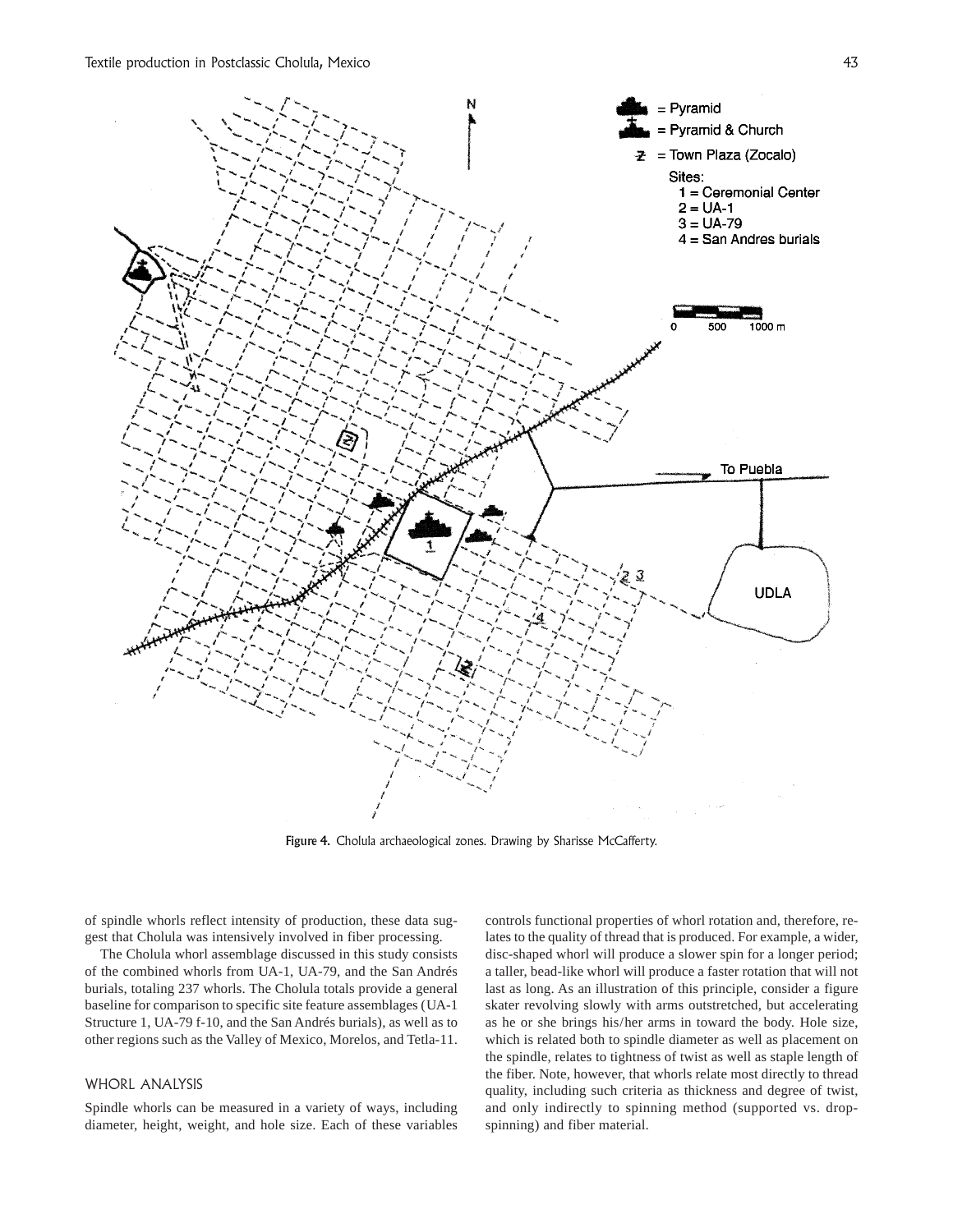N

= Pyramid

= Pyramid & Church

= Town Plaza (Zocalo)

Sites:

1 = Ceremonial Center

2 = UA-1

3 = UA-79

4 = San Andres burials

0 500 1000 m

To Puebla

UDLA

Figure 4. Cholula archaeological zones. Drawing by Sharisse McCafferty.

of spindle whorls reflect intensity of production, these data suggest that Cholula was intensively involved in fiber processing.

The Cholula whorl assemblage discussed in this study consists of the combined whorls from UA-1, UA-79, and the San Andrés burials, totaling 237 whorls. The Cholula totals provide a general baseline for comparison to specific site feature assemblages (UA-1 Structure 1, UA-79 f-10, and the San Andrés burials), as well as to other regions such as the Valley of Mexico, Morelos, and Tetla-11.

## WHORL ANALYSIS

Spindle whorls can be measured in a variety of ways, including diameter, height, weight, and hole size. Each of these variables controls functional properties of whorl rotation and, therefore, relates to the quality of thread that is produced. For example, a wider, disc-shaped whorl will produce a slower spin for a longer period; a taller, bead-like whorl will produce a faster rotation that will not last as long. As an illustration of this principle, consider a figure skater revolving slowly with arms outstretched, but accelerating as he or she brings his/her arms in toward the body. Hole size, which is related both to spindle diameter as well as placement on the spindle, relates to tightness of twist as well as staple length of the fiber. Note, however, that whorls relate most directly to thread quality, including such criteria as thickness and degree of twist, and only indirectly to spinning method (supported vs. drop-spinning) and fiber material.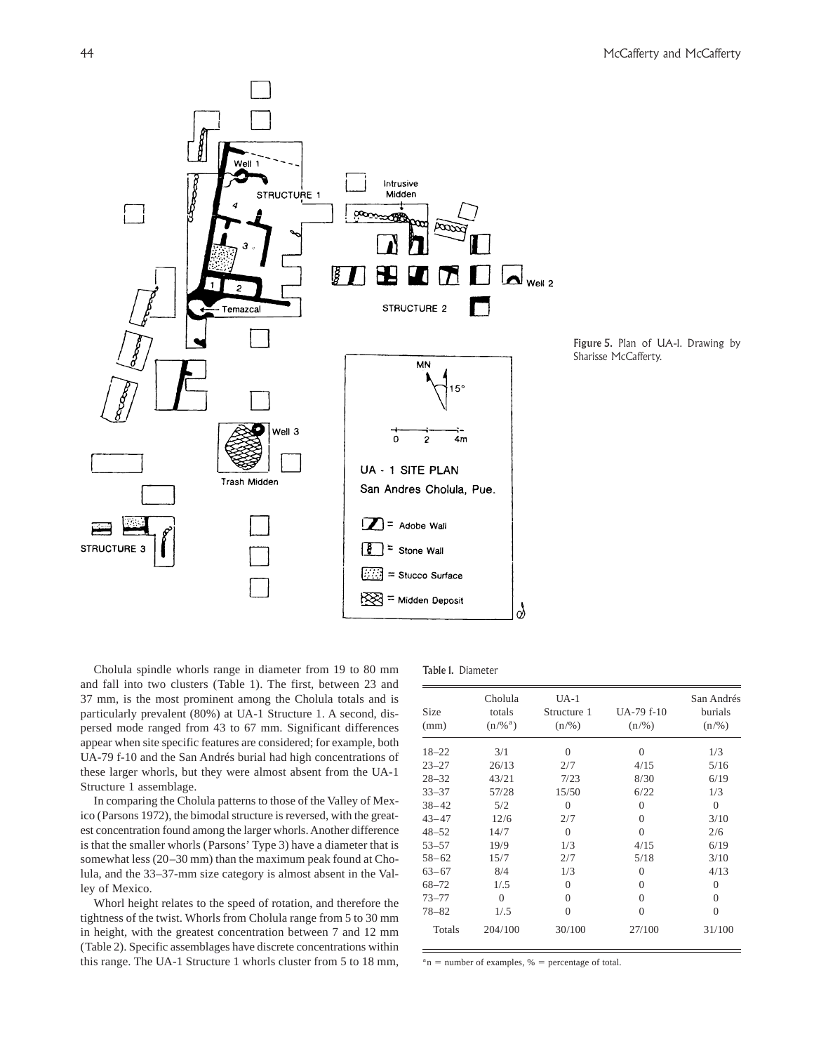Figure 5. Plan of UA-1. Drawing by Sharisse McCafferty.

Cholula spindle whorls range in diameter from 19 to 80 mm and fall into two clusters (Table 1). The first, between 23 and 37 mm, is the most prominent among the Cholula totals and is particularly prevalent (80%) at UA-1 Structure 1. A second, dispersed mode ranged from 43 to 67 mm. Significant differences appear when site specific features are considered; for example, both UA-79 f-10 and the San Andrés burial had high concentrations of these larger whorls, but they were almost absent from the UA-1 Structure 1 assemblage.

In comparing the Cholula patterns to those of the Valley of Mexico (Parsons 1972), the bimodal structure is reversed, with the greatest concentration found among the larger whorls. Another difference is that the smaller whorls (Parsons' Type 3) have a diameter that is somewhat less (20–30 mm) than the maximum peak found at Cholula, and the 33–37-mm size category is almost absent in the Valley of Mexico.

Whorl height relates to the speed of rotation, and therefore the tightness of the twist. Whorls from Cholula range from 5 to 30 mm in height, with the greatest concentration between 7 and 12 mm (Table 2). Specific assemblages have discrete concentrations within this range. The UA-1 Structure 1 whorls cluster from 5 to 18 mm,

Table 1. Diameter

| Size (mm) | Cholula totals (n/%[a]) | UA-1 Structure 1 (n/%) | UA-79 f-10 (n/%) | San Andrés burials (n/%) |
|---|---|---|---|---|
| 18–22 | 3/1 | 0 | 0 | 1/3 |
| 23–27 | 26/13 | 2/7 | 4/15 | 5/16 |
| 28–32 | 43/21 | 7/23 | 8/30 | 6/19 |
| 33–37 | 57/28 | 15/50 | 6/22 | 1/3 |
| 38–42 | 5/2 | 0 | 0 | 0 |
| 43–47 | 12/6 | 2/7 | 0 | 3/10 |
| 48–52 | 14/7 | 0 | 0 | 2/6 |
| 53–57 | 19/9 | 1/3 | 4/15 | 6/19 |
| 58–62 | 15/7 | 2/7 | 5/18 | 3/10 |
| 63–67 | 8/4 | 1/3 | 0 | 4/13 |
| 68–72 | 1/.5 | 0 | 0 | 0 |
| 73–77 | 0 | 0 | 0 | 0 |
| 78–82 | 1/.5 | 0 | 0 | 0 |
| Totals | 204/100 | 30/100 | 27/100 | 31/100 |

[a]n = number of examples, % = percentage of total.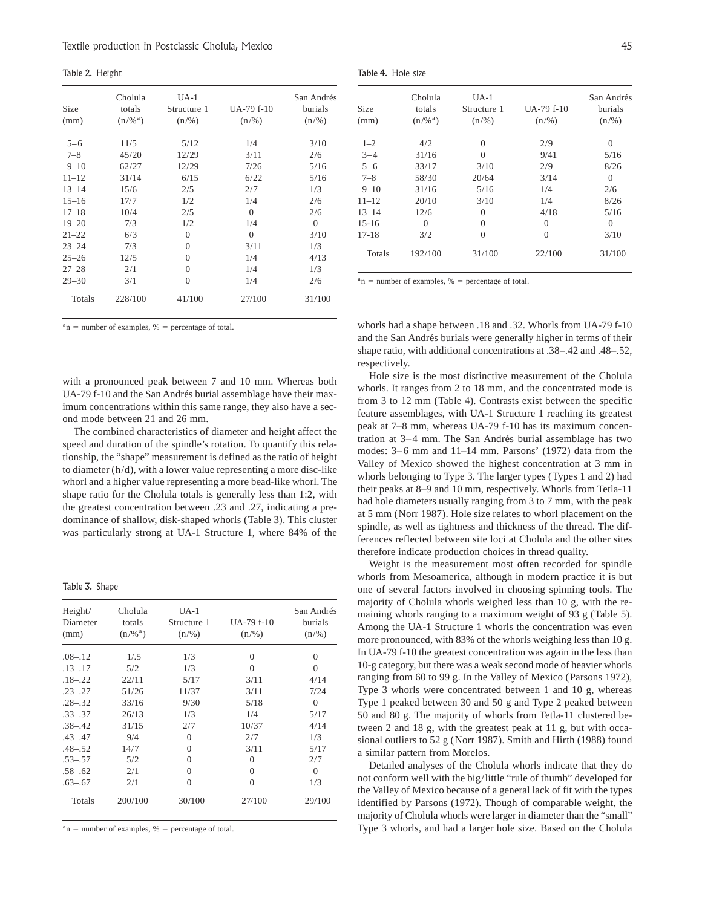Table 2. Height

| Size (mm) | Cholula totals (n/%[a]) | UA-1 Structure 1 (n/%) | UA-79 f-10 (n/%) | San Andrés burials (n/%) |
|---|---|---|---|---|
| 5–6 | 11/5 | 5/12 | 1/4 | 3/10 |
| 7–8 | 45/20 | 12/29 | 3/11 | 2/6 |
| 9–10 | 62/27 | 12/29 | 7/26 | 5/16 |
| 11–12 | 31/14 | 6/15 | 6/22 | 5/16 |
| 13–14 | 15/6 | 2/5 | 2/7 | 1/3 |
| 15–16 | 17/7 | 1/2 | 1/4 | 2/6 |
| 17–18 | 10/4 | 2/5 | 0 | 2/6 |
| 19–20 | 7/3 | 1/2 | 1/4 | 0 |
| 21–22 | 6/3 | 0 | 0 | 3/10 |
| 23–24 | 7/3 | 0 | 3/11 | 1/3 |
| 25–26 | 12/5 | 0 | 1/4 | 4/13 |
| 27–28 | 2/1 | 0 | 1/4 | 1/3 |
| 29–30 | 3/1 | 0 | 1/4 | 2/6 |
| Totals | 228/100 | 41/100 | 27/100 | 31/100 |

[a]n = number of examples, % = percentage of total.

with a pronounced peak between 7 and 10 mm. Whereas both UA-79 f-10 and the San Andrés burial assemblage have their maximum concentrations within this same range, they also have a second mode between 21 and 26 mm.

The combined characteristics of diameter and height affect the speed and duration of the spindle's rotation. To quantify this relationship, the "shape" measurement is defined as the ratio of height to diameter (h/d), with a lower value representing a more disc-like whorl and a higher value representing a more bead-like whorl. The shape ratio for the Cholula totals is generally less than 1:2, with the greatest concentration between .23 and .27, indicating a predominance of shallow, disk-shaped whorls (Table 3). This cluster was particularly strong at UA-1 Structure 1, where 84% of the whorls had a shape between .18 and .32. Whorls from UA-79 f-10 and the San Andrés burials were generally higher in terms of their shape ratio, with additional concentrations at .38–.42 and .48–.52, respectively.

Table 3. Shape

| Height/ Diameter (mm) | Cholula totals (n/%[a]) | UA-1 Structure 1 (n/%) | UA-79 f-10 (n/%) | San Andrés burials (n/%) |
|---|---|---|---|---|
| .08–.12 | 1/.5 | 1/3 | 0 | 0 |
| .13–.17 | 5/2 | 1/3 | 0 | 0 |
| .18–.22 | 22/11 | 5/17 | 3/11 | 4/14 |
| .23–.27 | 51/26 | 11/37 | 3/11 | 7/24 |
| .28–.32 | 33/16 | 9/30 | 5/18 | 0 |
| .33–.37 | 26/13 | 1/3 | 1/4 | 5/17 |
| .38–.42 | 31/15 | 2/7 | 10/37 | 4/14 |
| .43–.47 | 9/4 | 0 | 2/7 | 1/3 |
| .48–.52 | 14/7 | 0 | 3/11 | 5/17 |
| .53–.57 | 5/2 | 0 | 0 | 2/7 |
| .58–.62 | 2/1 | 0 | 0 | 0 |
| .63–.67 | 2/1 | 0 | 0 | 1/3 |
| Totals | 200/100 | 30/100 | 27/100 | 29/100 |

[a]n = number of examples, % = percentage of total.

Table 4. Hole size

| Size (mm) | Cholula totals (n/%[a]) | UA-1 Structure 1 (n/%) | UA-79 f-10 (n/%) | San Andrés burials (n/%) |
|---|---|---|---|---|
| 1–2 | 4/2 | 0 | 2/9 | 0 |
| 3–4 | 31/16 | 0 | 9/41 | 5/16 |
| 5–6 | 33/17 | 3/10 | 2/9 | 8/26 |
| 7–8 | 58/30 | 20/64 | 3/14 | 0 |
| 9–10 | 31/16 | 5/16 | 1/4 | 2/6 |
| 11–12 | 20/10 | 3/10 | 1/4 | 8/26 |
| 13–14 | 12/6 | 0 | 4/18 | 5/16 |
| 15-16 | 0 | 0 | 0 | 0 |
| 17-18 | 3/2 | 0 | 0 | 3/10 |
| Totals | 192/100 | 31/100 | 22/100 | 31/100 |

[a]n = number of examples, % = percentage of total.

Hole size is the most distinctive measurement of the Cholula whorls. It ranges from 2 to 18 mm, and the concentrated mode is from 3 to 12 mm (Table 4). Contrasts exist between the specific feature assemblages, with UA-1 Structure 1 reaching its greatest peak at 7–8 mm, whereas UA-79 f-10 has its maximum concentration at 3–4 mm. The San Andrés burial assemblage has two modes: 3–6 mm and 11–14 mm. Parsons' (1972) data from the Valley of Mexico showed the highest concentration at 3 mm in whorls belonging to Type 3. The larger types (Types 1 and 2) had their peaks at 8–9 and 10 mm, respectively. Whorls from Tetla-11 had hole diameters usually ranging from 3 to 7 mm, with the peak at 5 mm (Norr 1987). Hole size relates to whorl placement on the spindle, as well as tightness and thickness of the thread. The differences reflected between site loci at Cholula and the other sites therefore indicate production choices in thread quality.

Weight is the measurement most often recorded for spindle whorls from Mesoamerica, although in modern practice it is but one of several factors involved in choosing spinning tools. The majority of Cholula whorls weighed less than 10 g, with the remaining whorls ranging to a maximum weight of 93 g (Table 5). Among the UA-1 Structure 1 whorls the concentration was even more pronounced, with 83% of the whorls weighing less than 10 g. In UA-79 f-10 the greatest concentration was again in the less than 10-g category, but there was a weak second mode of heavier whorls ranging from 60 to 99 g. In the Valley of Mexico (Parsons 1972), Type 3 whorls were concentrated between 1 and 10 g, whereas Type 1 peaked between 30 and 50 g and Type 2 peaked between 50 and 80 g. The majority of whorls from Tetla-11 clustered between 2 and 18 g, with the greatest peak at 11 g, but with occasional outliers to 52 g (Norr 1987). Smith and Hirth (1988) found a similar pattern from Morelos.

Detailed analyses of the Cholula whorls indicate that they do not conform well with the big/little "rule of thumb" developed for the Valley of Mexico because of a general lack of fit with the types identified by Parsons (1972). Though of comparable weight, the majority of Cholula whorls were larger in diameter than the "small" Type 3 whorls, and had a larger hole size. Based on the Cholula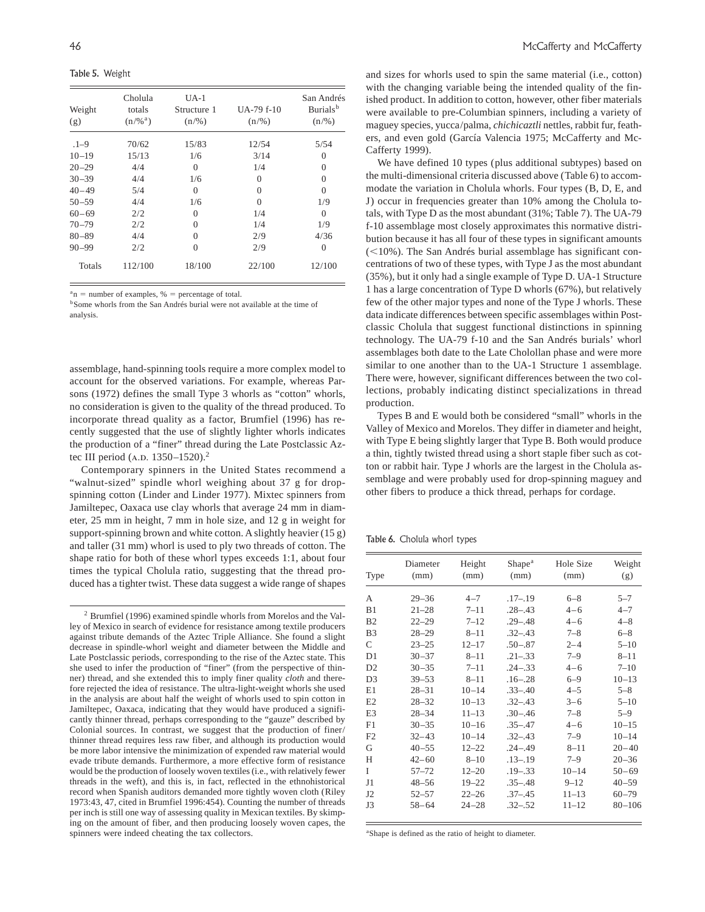Table 5. Weight

| Weight (g) | Cholula totals (n/%[a]) | UA-1 Structure 1 (n/%) | UA-79 f-10 (n/%) | San Andrés Burials[b] (n/%) |
|---|---|---|---|---|
| .1–9 | 70/62 | 15/83 | 12/54 | 5/54 |
| 10–19 | 15/13 | 1/6 | 3/14 | 0 |
| 20–29 | 4/4 | 0 | 1/4 | 0 |
| 30–39 | 4/4 | 1/6 | 0 | 0 |
| 40–49 | 5/4 | 0 | 0 | 0 |
| 50–59 | 4/4 | 1/6 | 0 | 1/9 |
| 60–69 | 2/2 | 0 | 1/4 | 0 |
| 70–79 | 2/2 | 0 | 1/4 | 1/9 |
| 80–89 | 4/4 | 0 | 2/9 | 4/36 |
| 90–99 | 2/2 | 0 | 2/9 | 0 |
| Totals | 112/100 | 18/100 | 22/100 | 12/100 |

[a]n = number of examples, % = percentage of total.
[b]Some whorls from the San Andrés burial were not available at the time of analysis.

assemblage, hand-spinning tools require a more complex model to account for the observed variations. For example, whereas Parsons (1972) defines the small Type 3 whorls as "cotton" whorls, no consideration is given to the quality of the thread produced. To incorporate thread quality as a factor, Brumfiel (1996) has recently suggested that the use of slightly lighter whorls indicates the production of a "finer" thread during the Late Postclassic Aztec III period (A.D. 1350–1520).[2]

Contemporary spinners in the United States recommend a "walnut-sized" spindle whorl weighing about 37 g for drop-spinning cotton (Linder and Linder 1977). Mixtec spinners from Jamiltepec, Oaxaca use clay whorls that average 24 mm in diameter, 25 mm in height, 7 mm in hole size, and 12 g in weight for support-spinning brown and white cotton. A slightly heavier (15 g) and taller (31 mm) whorl is used to ply two threads of cotton. The shape ratio for both of these whorl types exceeds 1:1, about four times the typical Cholula ratio, suggesting that the thread produced has a tighter twist. These data suggest a wide range of shapes and sizes for whorls used to spin the same material (i.e., cotton) with the changing variable being the intended quality of the finished product. In addition to cotton, however, other fiber materials were available to pre-Columbian spinners, including a variety of maguey species, yucca/palma, *chichicaztli* nettles, rabbit fur, feathers, and even gold (García Valencia 1975; McCafferty and McCafferty 1999).

We have defined 10 types (plus additional subtypes) based on the multi-dimensional criteria discussed above (Table 6) to accommodate the variation in Cholula whorls. Four types (B, D, E, and J) occur in frequencies greater than 10% among the Cholula totals, with Type D as the most abundant (31%; Table 7). The UA-79 f-10 assemblage most closely approximates this normative distribution because it has all four of these types in significant amounts (<10%). The San Andrés burial assemblage has significant concentrations of two of these types, with Type J as the most abundant (35%), but it only had a single example of Type D. UA-1 Structure 1 has a large concentration of Type D whorls (67%), but relatively few of the other major types and none of the Type J whorls. These data indicate differences between specific assemblages within Postclassic Cholula that suggest functional distinctions in spinning technology. The UA-79 f-10 and the San Andrés burials' whorl assemblages both date to the Late Cholollan phase and were more similar to one another than to the UA-1 Structure 1 assemblage. There were, however, significant differences between the two collections, probably indicating distinct specializations in thread production.

Types B and E would both be considered "small" whorls in the Valley of Mexico and Morelos. They differ in diameter and height, with Type E being slightly larger that Type B. Both would produce a thin, tightly twisted thread using a short staple fiber such as cotton or rabbit hair. Type J whorls are the largest in the Cholula assemblage and were probably used for drop-spinning maguey and other fibers to produce a thick thread, perhaps for cordage.

Table 6. Cholula whorl types

| Type | Diameter (mm) | Height (mm) | Shape[a] (mm) | Hole Size (mm) | Weight (g) |
|---|---|---|---|---|---|
| A | 29–36 | 4–7 | .17–.19 | 6–8 | 5–7 |
| B1 | 21–28 | 7–11 | .28–.43 | 4–6 | 4–7 |
| B2 | 22–29 | 7–12 | .29–.48 | 4–6 | 4–8 |
| B3 | 28–29 | 8–11 | .32–.43 | 7–8 | 6–8 |
| C | 23–25 | 12–17 | .50–.87 | 2–4 | 5–10 |
| D1 | 30–37 | 8–11 | .21–.33 | 7–9 | 8–11 |
| D2 | 30–35 | 7–11 | .24–.33 | 4–6 | 7–10 |
| D3 | 39–53 | 8–11 | .16–.28 | 6–9 | 10–13 |
| E1 | 28–31 | 10–14 | .33–.40 | 4–5 | 5–8 |
| E2 | 28–32 | 10–13 | .32–.43 | 3–6 | 5–10 |
| E3 | 28–34 | 11–13 | .30–.46 | 7–8 | 5–9 |
| F1 | 30–35 | 10–16 | .35–.47 | 4–6 | 10–15 |
| F2 | 32–43 | 10–14 | .32–.43 | 7–9 | 10–14 |
| G | 40–55 | 12–22 | .24–.49 | 8–11 | 20–40 |
| H | 42–60 | 8–10 | .13–.19 | 7–9 | 20–36 |
| I | 57–72 | 12–20 | .19–.33 | 10–14 | 50–69 |
| J1 | 48–56 | 19–22 | .35–.48 | 9–12 | 40–59 |
| J2 | 52–57 | 22–26 | .37–.45 | 11–13 | 60–79 |
| J3 | 58–64 | 24–28 | .32–.52 | 11–12 | 80–106 |

[a]Shape is defined as the ratio of height to diameter.

[2] Brumfiel (1996) examined spindle whorls from Morelos and the Valley of Mexico in search of evidence for resistance among textile producers against tribute demands of the Aztec Triple Alliance. She found a slight decrease in spindle-whorl weight and diameter between the Middle and Late Postclassic periods, corresponding to the rise of the Aztec state. This she used to infer the production of "finer" (from the perspective of thinner) thread, and she extended this to imply finer quality *cloth* and therefore rejected the idea of resistance. The ultra-light-weight whorls she used in the analysis are about half the weight of whorls used to spin cotton in Jamiltepec, Oaxaca, indicating that they would have produced a significantly thinner thread, perhaps corresponding to the "gauze" described by Colonial sources. In contrast, we suggest that the production of finer/thinner thread requires less raw fiber, and although its production would be more labor intensive the minimization of expended raw material would evade tribute demands. Furthermore, a more effective form of resistance would be the production of loosely woven textiles (i.e., with relatively fewer threads in the weft), and this is, in fact, reflected in the ethnohistorical record when Spanish auditors demanded more tightly woven cloth (Riley 1973:43, 47, cited in Brumfiel 1996:454). Counting the number of threads per inch is still one way of assessing quality in Mexican textiles. By skimping on the amount of fiber, and then producing loosely woven capes, the spinners were indeed cheating the tax collectors.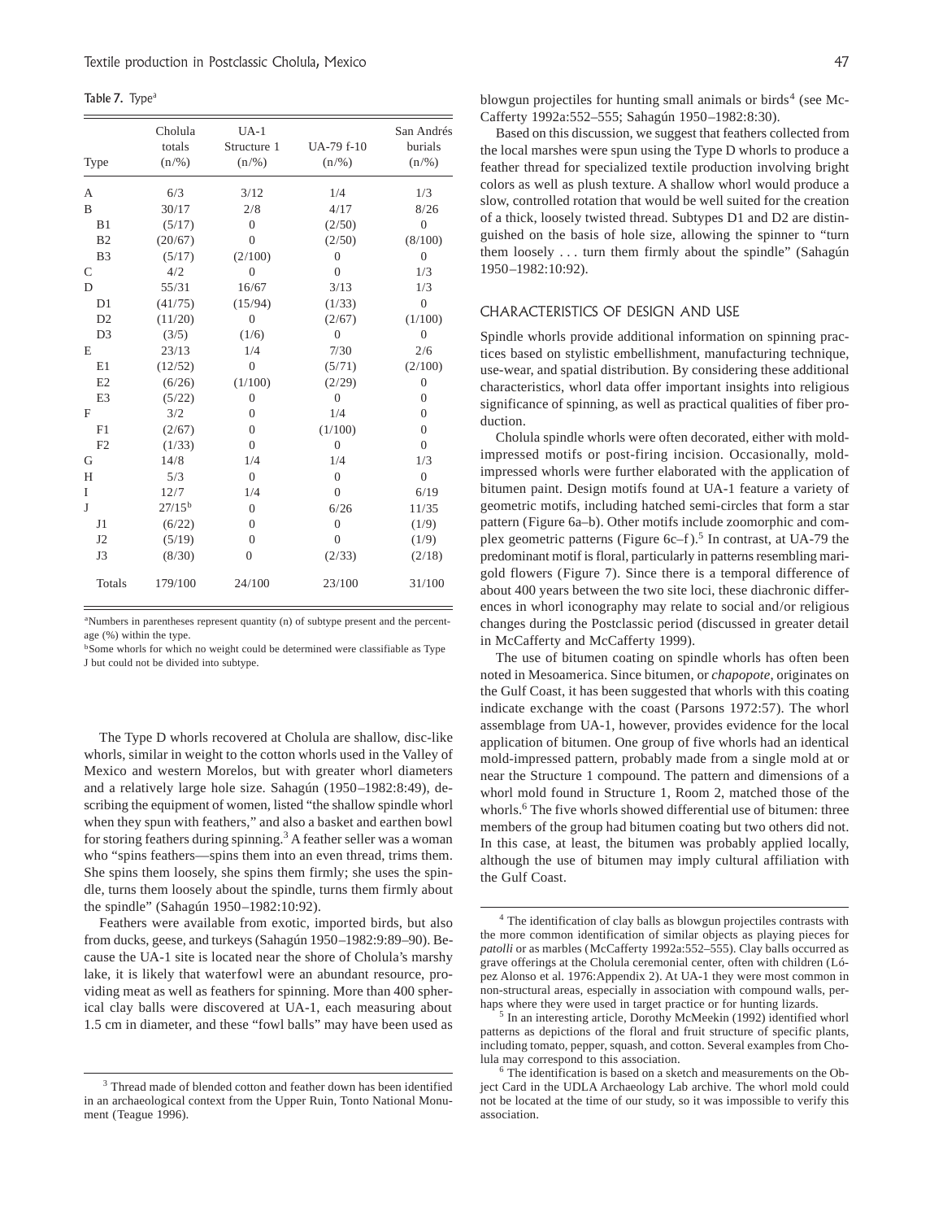**Table 7.** Type[a]

| Type | Cholula totals (n/%) | UA-1 Structure 1 (n/%) | UA-79 f-10 (n/%) | San Andrés burials (n/%) |
|---|---|---|---|---|
| A | 6/3 | 3/12 | 1/4 | 1/3 |
| B | 30/17 | 2/8 | 4/17 | 8/26 |
| B1 | (5/17) | 0 | (2/50) | 0 |
| B2 | (20/67) | 0 | (2/50) | (8/100) |
| B3 | (5/17) | (2/100) | 0 | 0 |
| C | 4/2 | 0 | 0 | 1/3 |
| D | 55/31 | 16/67 | 3/13 | 1/3 |
| D1 | (41/75) | (15/94) | (1/33) | 0 |
| D2 | (11/20) | 0 | (2/67) | (1/100) |
| D3 | (3/5) | (1/6) | 0 | 0 |
| E | 23/13 | 1/4 | 7/30 | 2/6 |
| E1 | (12/52) | 0 | (5/71) | (2/100) |
| E2 | (6/26) | (1/100) | (2/29) | 0 |
| E3 | (5/22) | 0 | 0 | 0 |
| F | 3/2 | 0 | 1/4 | 0 |
| F1 | (2/67) | 0 | (1/100) | 0 |
| F2 | (1/33) | 0 | 0 | 0 |
| G | 14/8 | 1/4 | 1/4 | 1/3 |
| H | 5/3 | 0 | 0 | 0 |
| I | 12/7 | 1/4 | 0 | 6/19 |
| J | 27/15[b] | 0 | 6/26 | 11/35 |
| J1 | (6/22) | 0 | 0 | (1/9) |
| J2 | (5/19) | 0 | 0 | (1/9) |
| J3 | (8/30) | 0 | (2/33) | (2/18) |
| Totals | 179/100 | 24/100 | 23/100 | 31/100 |

[a]Numbers in parentheses represent quantity (n) of subtype present and the percentage (%) within the type.
[b]Some whorls for which no weight could be determined were classifiable as Type J but could not be divided into subtype.

The Type D whorls recovered at Cholula are shallow, disc-like whorls, similar in weight to the cotton whorls used in the Valley of Mexico and western Morelos, but with greater whorl diameters and a relatively large hole size. Sahagún (1950–1982:8:49), describing the equipment of women, listed "the shallow spindle whorl when they spun with feathers," and also a basket and earthen bowl for storing feathers during spinning.[3] A feather seller was a woman who "spins feathers—spins them into an even thread, trims them. She spins them loosely, she spins them firmly; she uses the spindle, turns them loosely about the spindle, turns them firmly about the spindle" (Sahagún 1950–1982:10:92).

Feathers were available from exotic, imported birds, but also from ducks, geese, and turkeys (Sahagún 1950–1982:9:89–90). Because the UA-1 site is located near the shore of Cholula's marshy lake, it is likely that waterfowl were an abundant resource, providing meat as well as feathers for spinning. More than 400 spherical clay balls were discovered at UA-1, each measuring about 1.5 cm in diameter, and these "fowl balls" may have been used as blowgun projectiles for hunting small animals or birds[4] (see McCafferty 1992a:552–555; Sahagún 1950–1982:8:30).

Based on this discussion, we suggest that feathers collected from the local marshes were spun using the Type D whorls to produce a feather thread for specialized textile production involving bright colors as well as plush texture. A shallow whorl would produce a slow, controlled rotation that would be well suited for the creation of a thick, loosely twisted thread. Subtypes D1 and D2 are distinguished on the basis of hole size, allowing the spinner to "turn them loosely . . . turn them firmly about the spindle" (Sahagún 1950–1982:10:92).

## CHARACTERISTICS OF DESIGN AND USE

Spindle whorls provide additional information on spinning practices based on stylistic embellishment, manufacturing technique, use-wear, and spatial distribution. By considering these additional characteristics, whorl data offer important insights into religious significance of spinning, as well as practical qualities of fiber production.

Cholula spindle whorls were often decorated, either with mold-impressed motifs or post-firing incision. Occasionally, mold-impressed whorls were further elaborated with the application of bitumen paint. Design motifs found at UA-1 feature a variety of geometric motifs, including hatched semi-circles that form a star pattern (Figure 6a–b). Other motifs include zoomorphic and complex geometric patterns (Figure 6c–f).[5] In contrast, at UA-79 the predominant motif is floral, particularly in patterns resembling marigold flowers (Figure 7). Since there is a temporal difference of about 400 years between the two site loci, these diachronic differences in whorl iconography may relate to social and/or religious changes during the Postclassic period (discussed in greater detail in McCafferty and McCafferty 1999).

The use of bitumen coating on spindle whorls has often been noted in Mesoamerica. Since bitumen, or *chapopote*, originates on the Gulf Coast, it has been suggested that whorls with this coating indicate exchange with the coast (Parsons 1972:57). The whorl assemblage from UA-1, however, provides evidence for the local application of bitumen. One group of five whorls had an identical mold-impressed pattern, probably made from a single mold at or near the Structure 1 compound. The pattern and dimensions of a whorl mold found in Structure 1, Room 2, matched those of the whorls.[6] The five whorls showed differential use of bitumen: three members of the group had bitumen coating but two others did not. In this case, at least, the bitumen was probably applied locally, although the use of bitumen may imply cultural affiliation with the Gulf Coast.

---

[3] Thread made of blended cotton and feather down has been identified in an archaeological context from the Upper Ruin, Tonto National Monument (Teague 1996).

[4] The identification of clay balls as blowgun projectiles contrasts with the more common identification of similar objects as playing pieces for *patolli* or as marbles (McCafferty 1992a:552–555). Clay balls occurred as grave offerings at the Cholula ceremonial center, often with children (López Alonso et al. 1976:Appendix 2). At UA-1 they were most common in non-structural areas, especially in association with compound walls, perhaps where they were used in target practice or for hunting lizards.

[5] In an interesting article, Dorothy McMeekin (1992) identified whorl patterns as depictions of the floral and fruit structure of specific plants, including tomato, pepper, squash, and cotton. Several examples from Cholula may correspond to this association.

[6] The identification is based on a sketch and measurements on the Object Card in the UDLA Archaeology Lab archive. The whorl mold could not be located at the time of our study, so it was impossible to verify this association.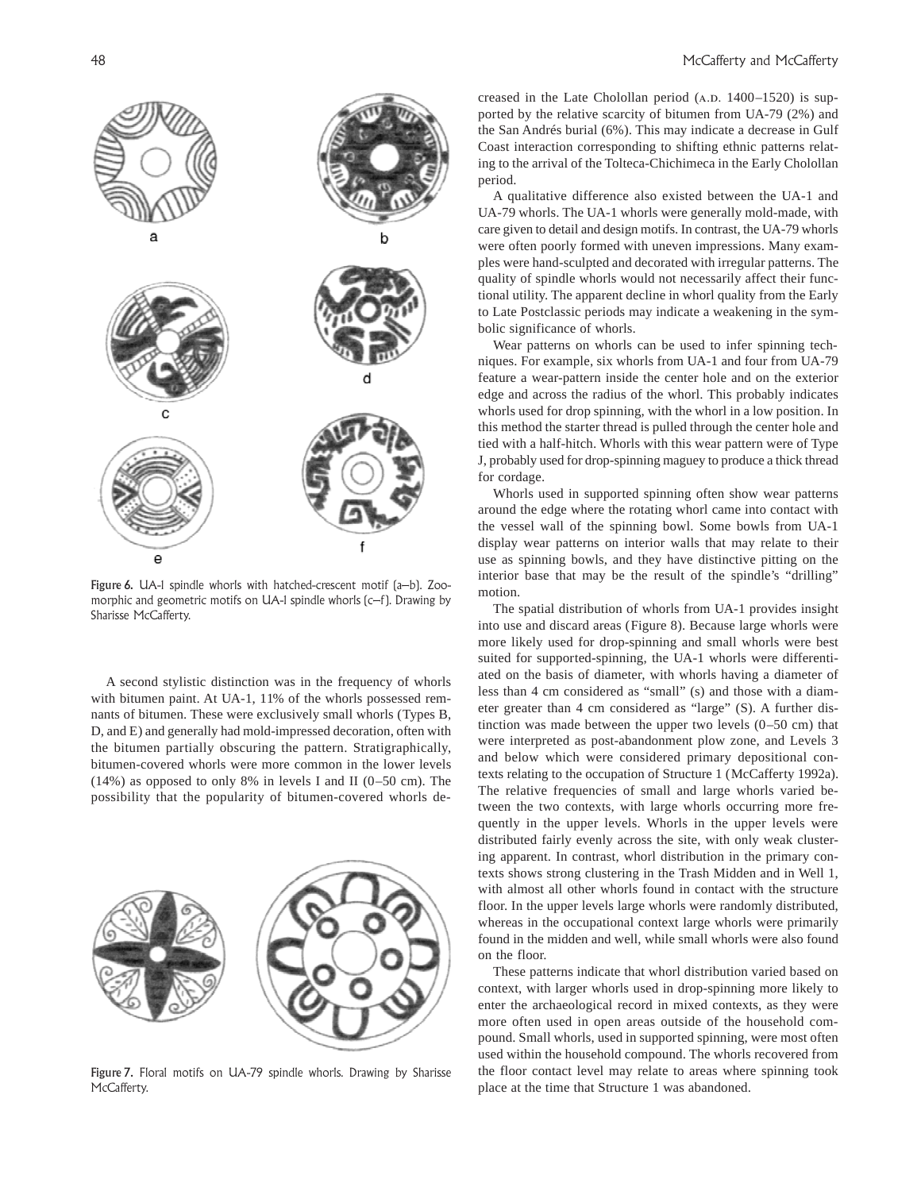Figure 6. UA-1 spindle whorls with hatched-crescent motif (a–b). Zoomorphic and geometric motifs on UA-1 spindle whorls (c–f). Drawing by Sharisse McCafferty.

A second stylistic distinction was in the frequency of whorls with bitumen paint. At UA-1, 11% of the whorls possessed remnants of bitumen. These were exclusively small whorls (Types B, D, and E) and generally had mold-impressed decoration, often with the bitumen partially obscuring the pattern. Stratigraphically, bitumen-covered whorls were more common in the lower levels (14%) as opposed to only 8% in levels I and II (0–50 cm). The possibility that the popularity of bitumen-covered whorls decreased in the Late Cholollan period (A.D. 1400–1520) is supported by the relative scarcity of bitumen from UA-79 (2%) and the San Andrés burial (6%). This may indicate a decrease in Gulf Coast interaction corresponding to shifting ethnic patterns relating to the arrival of the Tolteca-Chichimeca in the Early Cholollan period.

Figure 7. Floral motifs on UA-79 spindle whorls. Drawing by Sharisse McCafferty.

A qualitative difference also existed between the UA-1 and UA-79 whorls. The UA-1 whorls were generally mold-made, with care given to detail and design motifs. In contrast, the UA-79 whorls were often poorly formed with uneven impressions. Many examples were hand-sculpted and decorated with irregular patterns. The quality of spindle whorls would not necessarily affect their functional utility. The apparent decline in whorl quality from the Early to Late Postclassic periods may indicate a weakening in the symbolic significance of whorls.

Wear patterns on whorls can be used to infer spinning techniques. For example, six whorls from UA-1 and four from UA-79 feature a wear-pattern inside the center hole and on the exterior edge and across the radius of the whorl. This probably indicates whorls used for drop spinning, with the whorl in a low position. In this method the starter thread is pulled through the center hole and tied with a half-hitch. Whorls with this wear pattern were of Type J, probably used for drop-spinning maguey to produce a thick thread for cordage.

Whorls used in supported spinning often show wear patterns around the edge where the rotating whorl came into contact with the vessel wall of the spinning bowl. Some bowls from UA-1 display wear patterns on interior walls that may relate to their use as spinning bowls, and they have distinctive pitting on the interior base that may be the result of the spindle's "drilling" motion.

The spatial distribution of whorls from UA-1 provides insight into use and discard areas (Figure 8). Because large whorls were more likely used for drop-spinning and small whorls were best suited for supported-spinning, the UA-1 whorls were differentiated on the basis of diameter, with whorls having a diameter of less than 4 cm considered as "small" (s) and those with a diameter greater than 4 cm considered as "large" (S). A further distinction was made between the upper two levels (0–50 cm) that were interpreted as post-abandonment plow zone, and Levels 3 and below which were considered primary depositional contexts relating to the occupation of Structure 1 (McCafferty 1992a). The relative frequencies of small and large whorls varied between the two contexts, with large whorls occurring more frequently in the upper levels. Whorls in the upper levels were distributed fairly evenly across the site, with only weak clustering apparent. In contrast, whorl distribution in the primary contexts shows strong clustering in the Trash Midden and in Well 1, with almost all other whorls found in contact with the structure floor. In the upper levels large whorls were randomly distributed, whereas in the occupational context large whorls were primarily found in the midden and well, while small whorls were also found on the floor.

These patterns indicate that whorl distribution varied based on context, with larger whorls used in drop-spinning more likely to enter the archaeological record in mixed contexts, as they were more often used in open areas outside of the household compound. Small whorls, used in supported spinning, were most often used within the household compound. The whorls recovered from the floor contact level may relate to areas where spinning took place at the time that Structure 1 was abandoned.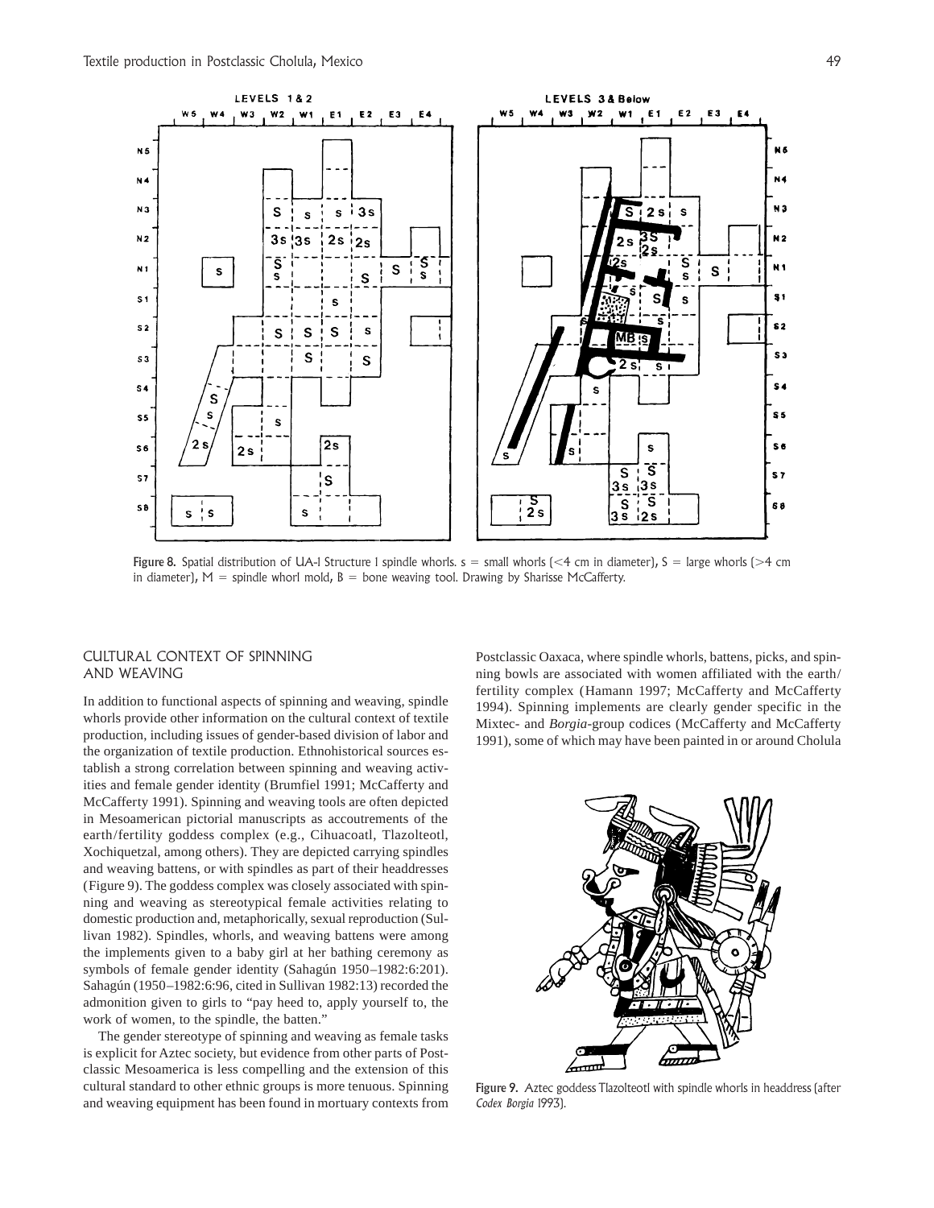LEVELS 1 & 2

LEVELS 3 & Below

Figure 8. Spatial distribution of UA-1 Structure 1 spindle whorls. s = small whorls (<4 cm in diameter), S = large whorls (>4 cm in diameter), M = spindle whorl mold, B = bone weaving tool. Drawing by Sharisse McCafferty.

## CULTURAL CONTEXT OF SPINNING AND WEAVING

In addition to functional aspects of spinning and weaving, spindle whorls provide other information on the cultural context of textile production, including issues of gender-based division of labor and the organization of textile production. Ethnohistorical sources establish a strong correlation between spinning and weaving activities and female gender identity (Brumfiel 1991; McCafferty and McCafferty 1991). Spinning and weaving tools are often depicted in Mesoamerican pictorial manuscripts as accoutrements of the earth/fertility goddess complex (e.g., Cihuacoatl, Tlazolteotl, Xochiquetzal, among others). They are depicted carrying spindles and weaving battens, or with spindles as part of their headdresses (Figure 9). The goddess complex was closely associated with spinning and weaving as stereotypical female activities relating to domestic production and, metaphorically, sexual reproduction (Sullivan 1982). Spindles, whorls, and weaving battens were among the implements given to a baby girl at her bathing ceremony as symbols of female gender identity (Sahagún 1950–1982:6:201). Sahagún (1950–1982:6:96, cited in Sullivan 1982:13) recorded the admonition given to girls to "pay heed to, apply yourself to, the work of women, to the spindle, the batten."

The gender stereotype of spinning and weaving as female tasks is explicit for Aztec society, but evidence from other parts of Postclassic Mesoamerica is less compelling and the extension of this cultural standard to other ethnic groups is more tenuous. Spinning and weaving equipment has been found in mortuary contexts from Postclassic Oaxaca, where spindle whorls, battens, picks, and spinning bowls are associated with women affiliated with the earth/fertility complex (Hamann 1997; McCafferty and McCafferty 1994). Spinning implements are clearly gender specific in the Mixtec- and *Borgia*-group codices (McCafferty and McCafferty 1991), some of which may have been painted in or around Cholula

Figure 9. Aztec goddess Tlazolteotl with spindle whorls in headdress (after *Codex Borgia* 1993).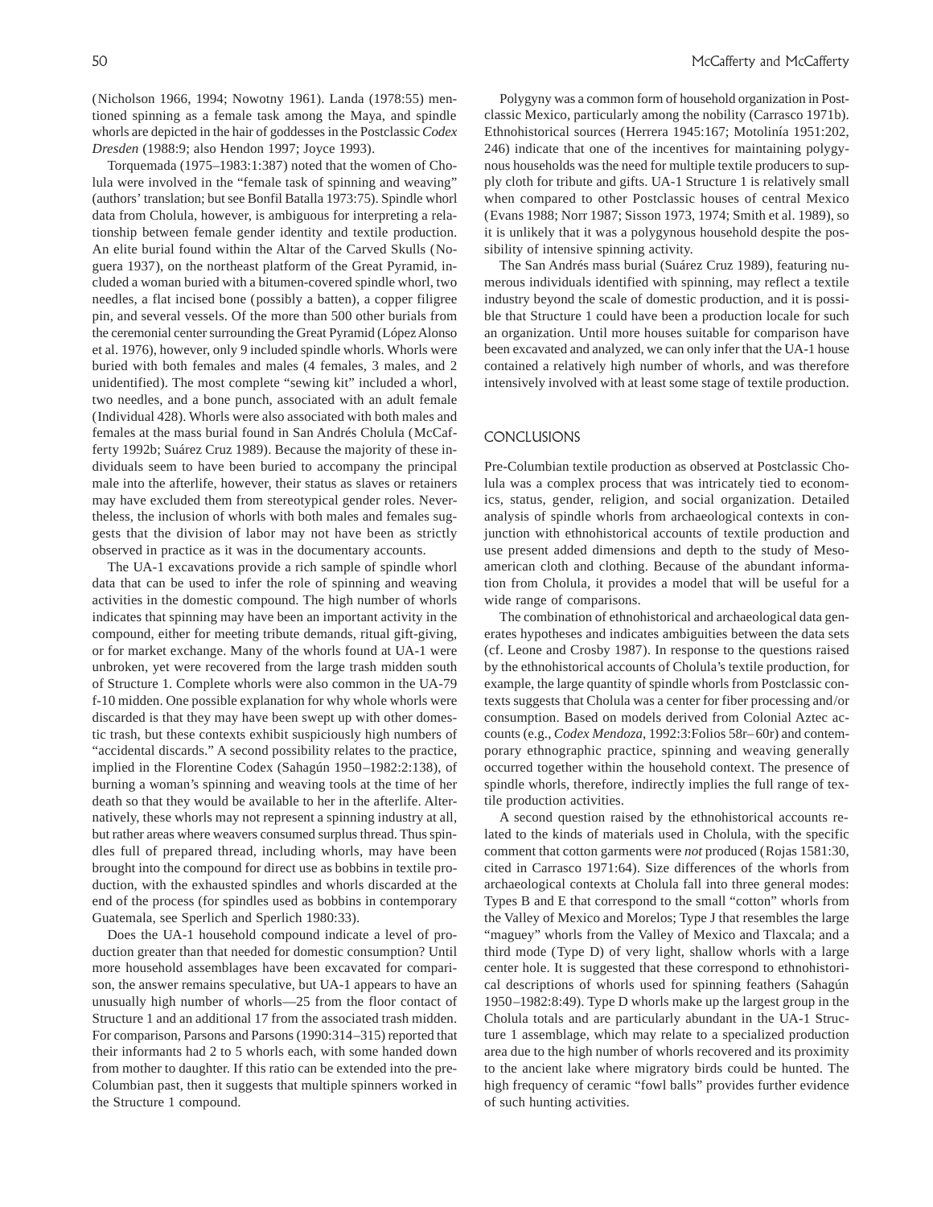(Nicholson 1966, 1994; Nowotny 1961). Landa (1978:55) mentioned spinning as a female task among the Maya, and spindle whorls are depicted in the hair of goddesses in the Postclassic *Codex Dresden* (1988:9; also Hendon 1997; Joyce 1993).

Torquemada (1975–1983:1:387) noted that the women of Cholula were involved in the "female task of spinning and weaving" (authors' translation; but see Bonfil Batalla 1973:75). Spindle whorl data from Cholula, however, is ambiguous for interpreting a relationship between female gender identity and textile production. An elite burial found within the Altar of the Carved Skulls (Noguera 1937), on the northeast platform of the Great Pyramid, included a woman buried with a bitumen-covered spindle whorl, two needles, a flat incised bone (possibly a batten), a copper filigree pin, and several vessels. Of the more than 500 other burials from the ceremonial center surrounding the Great Pyramid (López Alonso et al. 1976), however, only 9 included spindle whorls. Whorls were buried with both females and males (4 females, 3 males, and 2 unidentified). The most complete "sewing kit" included a whorl, two needles, and a bone punch, associated with an adult female (Individual 428). Whorls were also associated with both males and females at the mass burial found in San Andrés Cholula (McCafferty 1992b; Suárez Cruz 1989). Because the majority of these individuals seem to have been buried to accompany the principal male into the afterlife, however, their status as slaves or retainers may have excluded them from stereotypical gender roles. Nevertheless, the inclusion of whorls with both males and females suggests that the division of labor may not have been as strictly observed in practice as it was in the documentary accounts.

The UA-1 excavations provide a rich sample of spindle whorl data that can be used to infer the role of spinning and weaving activities in the domestic compound. The high number of whorls indicates that spinning may have been an important activity in the compound, either for meeting tribute demands, ritual gift-giving, or for market exchange. Many of the whorls found at UA-1 were unbroken, yet were recovered from the large trash midden south of Structure 1. Complete whorls were also common in the UA-79 f-10 midden. One possible explanation for why whole whorls were discarded is that they may have been swept up with other domestic trash, but these contexts exhibit suspiciously high numbers of "accidental discards." A second possibility relates to the practice, implied in the Florentine Codex (Sahagún 1950–1982:2:138), of burning a woman's spinning and weaving tools at the time of her death so that they would be available to her in the afterlife. Alternatively, these whorls may not represent a spinning industry at all, but rather areas where weavers consumed surplus thread. Thus spindles full of prepared thread, including whorls, may have been brought into the compound for direct use as bobbins in textile production, with the exhausted spindles and whorls discarded at the end of the process (for spindles used as bobbins in contemporary Guatemala, see Sperlich and Sperlich 1980:33).

Does the UA-1 household compound indicate a level of production greater than that needed for domestic consumption? Until more household assemblages have been excavated for comparison, the answer remains speculative, but UA-1 appears to have an unusually high number of whorls—25 from the floor contact of Structure 1 and an additional 17 from the associated trash midden. For comparison, Parsons and Parsons (1990:314–315) reported that their informants had 2 to 5 whorls each, with some handed down from mother to daughter. If this ratio can be extended into the pre-Columbian past, then it suggests that multiple spinners worked in the Structure 1 compound.

Polygyny was a common form of household organization in Postclassic Mexico, particularly among the nobility (Carrasco 1971b). Ethnohistorical sources (Herrera 1945:167; Motolinía 1951:202, 246) indicate that one of the incentives for maintaining polygynous households was the need for multiple textile producers to supply cloth for tribute and gifts. UA-1 Structure 1 is relatively small when compared to other Postclassic houses of central Mexico (Evans 1988; Norr 1987; Sisson 1973, 1974; Smith et al. 1989), so it is unlikely that it was a polygynous household despite the possibility of intensive spinning activity.

The San Andrés mass burial (Suárez Cruz 1989), featuring numerous individuals identified with spinning, may reflect a textile industry beyond the scale of domestic production, and it is possible that Structure 1 could have been a production locale for such an organization. Until more houses suitable for comparison have been excavated and analyzed, we can only infer that the UA-1 house contained a relatively high number of whorls, and was therefore intensively involved with at least some stage of textile production.

## CONCLUSIONS

Pre-Columbian textile production as observed at Postclassic Cholula was a complex process that was intricately tied to economics, status, gender, religion, and social organization. Detailed analysis of spindle whorls from archaeological contexts in conjunction with ethnohistorical accounts of textile production and use present added dimensions and depth to the study of Mesoamerican cloth and clothing. Because of the abundant information from Cholula, it provides a model that will be useful for a wide range of comparisons.

The combination of ethnohistorical and archaeological data generates hypotheses and indicates ambiguities between the data sets (cf. Leone and Crosby 1987). In response to the questions raised by the ethnohistorical accounts of Cholula's textile production, for example, the large quantity of spindle whorls from Postclassic contexts suggests that Cholula was a center for fiber processing and/or consumption. Based on models derived from Colonial Aztec accounts (e.g., *Codex Mendoza*, 1992:3:Folios 58r–60r) and contemporary ethnographic practice, spinning and weaving generally occurred together within the household context. The presence of spindle whorls, therefore, indirectly implies the full range of textile production activities.

A second question raised by the ethnohistorical accounts related to the kinds of materials used in Cholula, with the specific comment that cotton garments were *not* produced (Rojas 1581:30, cited in Carrasco 1971:64). Size differences of the whorls from archaeological contexts at Cholula fall into three general modes: Types B and E that correspond to the small "cotton" whorls from the Valley of Mexico and Morelos; Type J that resembles the large "maguey" whorls from the Valley of Mexico and Tlaxcala; and a third mode (Type D) of very light, shallow whorls with a large center hole. It is suggested that these correspond to ethnohistorical descriptions of whorls used for spinning feathers (Sahagún 1950–1982:8:49). Type D whorls make up the largest group in the Cholula totals and are particularly abundant in the UA-1 Structure 1 assemblage, which may relate to a specialized production area due to the high number of whorls recovered and its proximity to the ancient lake where migratory birds could be hunted. The high frequency of ceramic "fowl balls" provides further evidence of such hunting activities.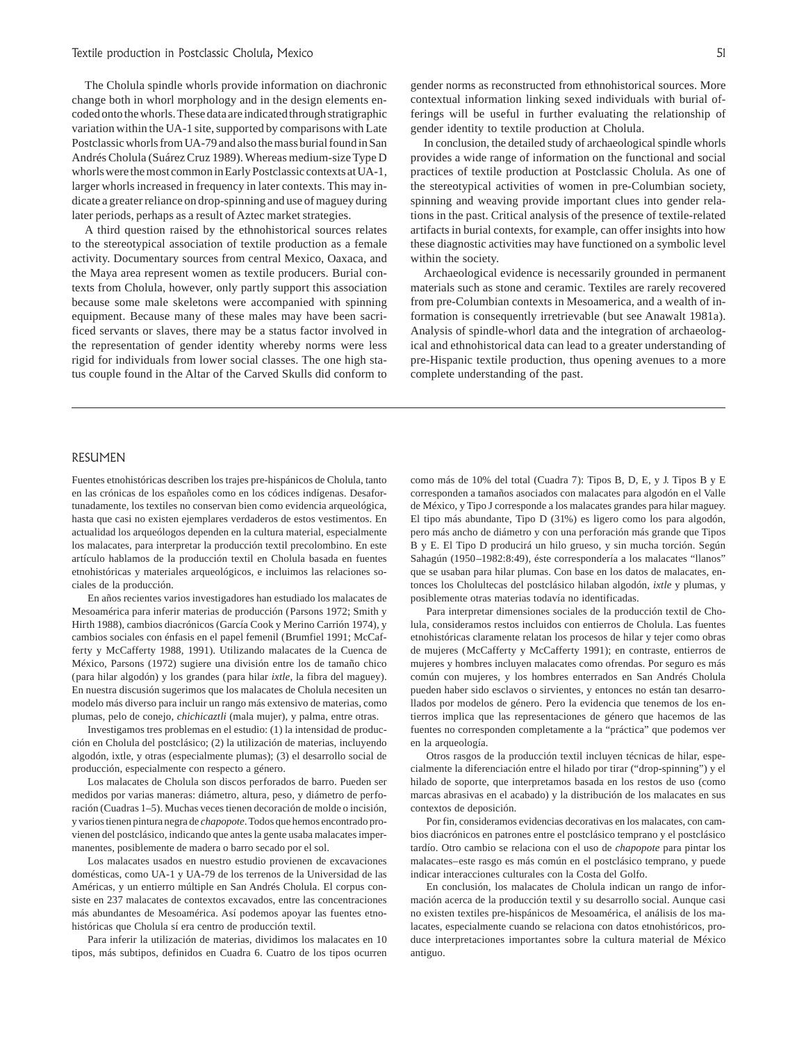The Cholula spindle whorls provide information on diachronic change both in whorl morphology and in the design elements encoded onto the whorls. These data are indicated through stratigraphic variation within the UA-1 site, supported by comparisons with Late Postclassic whorls from UA-79 and also the mass burial found in San Andrés Cholula (Suárez Cruz 1989). Whereas medium-size Type D whorls were the most common in Early Postclassic contexts at UA-1, larger whorls increased in frequency in later contexts. This may indicate a greater reliance on drop-spinning and use of maguey during later periods, perhaps as a result of Aztec market strategies.

A third question raised by the ethnohistorical sources relates to the stereotypical association of textile production as a female activity. Documentary sources from central Mexico, Oaxaca, and the Maya area represent women as textile producers. Burial contexts from Cholula, however, only partly support this association because some male skeletons were accompanied with spinning equipment. Because many of these males may have been sacrificed servants or slaves, there may be a status factor involved in the representation of gender identity whereby norms were less rigid for individuals from lower social classes. The one high status couple found in the Altar of the Carved Skulls did conform to gender norms as reconstructed from ethnohistorical sources. More contextual information linking sexed individuals with burial offerings will be useful in further evaluating the relationship of gender identity to textile production at Cholula.

In conclusion, the detailed study of archaeological spindle whorls provides a wide range of information on the functional and social practices of textile production at Postclassic Cholula. As one of the stereotypical activities of women in pre-Columbian society, spinning and weaving provide important clues into gender relations in the past. Critical analysis of the presence of textile-related artifacts in burial contexts, for example, can offer insights into how these diagnostic activities may have functioned on a symbolic level within the society.

Archaeological evidence is necessarily grounded in permanent materials such as stone and ceramic. Textiles are rarely recovered from pre-Columbian contexts in Mesoamerica, and a wealth of information is consequently irretrievable (but see Anawalt 1981a). Analysis of spindle-whorl data and the integration of archaeological and ethnohistorical data can lead to a greater understanding of pre-Hispanic textile production, thus opening avenues to a more complete understanding of the past.

## RESUMEN

Fuentes etnohistóricas describen los trajes pre-hispánicos de Cholula, tanto en las crónicas de los españoles como en los códices indígenas. Desafortunadamente, los textiles no conservan bien como evidencia arqueológica, hasta que casi no existen ejemplares verdaderos de estos vestimentos. En actualidad los arqueólogos dependen en la cultura material, especialmente los malacates, para interpretar la producción textil precolombino. En este artículo hablamos de la producción textil en Cholula basada en fuentes etnohistóricas y materiales arqueológicos, e incluimos las relaciones sociales de la producción.

En años recientes varios investigadores han estudiado los malacates de Mesoamérica para inferir materias de producción (Parsons 1972; Smith y Hirth 1988), cambios diacrónicos (García Cook y Merino Carrión 1974), y cambios sociales con énfasis en el papel femenil (Brumfiel 1991; McCafferty y McCafferty 1988, 1991). Utilizando malacates de la Cuenca de México, Parsons (1972) sugiere una división entre los de tamaño chico (para hilar algodón) y los grandes (para hilar *ixtle*, la fibra del maguey). En nuestra discusión sugerimos que los malacates de Cholula necesiten un modelo más diverso para incluir un rango más extensivo de materias, como plumas, pelo de conejo, *chichicaztli* (mala mujer), y palma, entre otras.

Investigamos tres problemas en el estudio: (1) la intensidad de producción en Cholula del postclásico; (2) la utilización de materias, incluyendo algodón, ixtle, y otras (especialmente plumas); (3) el desarrollo social de producción, especialmente con respecto a género.

Los malacates de Cholula son discos perforados de barro. Pueden ser medidos por varias maneras: diámetro, altura, peso, y diámetro de perforación (Cuadras 1–5). Muchas veces tienen decoración de molde o incisión, y varios tienen pintura negra de *chapopote*. Todos que hemos encontrado provienen del postclásico, indicando que antes la gente usaba malacates impermanentes, posiblemente de madera o barro secado por el sol.

Los malacates usados en nuestro estudio provienen de excavaciones domésticas, como UA-1 y UA-79 de los terrenos de la Universidad de las Américas, y un entierro múltiple en San Andrés Cholula. El corpus consiste en 237 malacates de contextos excavados, entre las concentraciones más abundantes de Mesoamérica. Así podemos apoyar las fuentes etnohistóricas que Cholula sí era centro de producción textil.

Para inferir la utilización de materias, dividimos los malacates en 10 tipos, más subtipos, definidos en Cuadra 6. Cuatro de los tipos ocurren como más de 10% del total (Cuadra 7): Tipos B, D, E, y J. Tipos B y E corresponden a tamaños asociados con malacates para algodón en el Valle de México, y Tipo J corresponde a los malacates grandes para hilar maguey. El tipo más abundante, Tipo D (31%) es ligero como los para algodón, pero más ancho de diámetro y con una perforación más grande que Tipos B y E. El Tipo D producirá un hilo grueso, y sin mucha torción. Según Sahagún (1950–1982:8:49), éste correspondería a los malacates "llanos" que se usaban para hilar plumas. Con base en los datos de malacates, entonces los Cholultecas del postclásico hilaban algodón, *ixtle* y plumas, y posiblemente otras materias todavía no identificadas.

Para interpretar dimensiones sociales de la producción textil de Cholula, consideramos restos incluidos con entierros de Cholula. Las fuentes etnohistóricas claramente relatan los procesos de hilar y tejer como obras de mujeres (McCafferty y McCafferty 1991); en contraste, entierros de mujeres y hombres incluyen malacates como ofrendas. Por seguro es más común con mujeres, y los hombres enterrados en San Andrés Cholula pueden haber sido esclavos o sirvientes, y entonces no están tan desarrollados por modelos de género. Pero la evidencia que tenemos de los entierros implica que las representaciones de género que hacemos de las fuentes no corresponden completamente a la "práctica" que podemos ver en la arqueología.

Otros rasgos de la producción textil incluyen técnicas de hilar, especialmente la diferenciación entre el hilado por tirar ("drop-spinning") y el hilado de soporte, que interpretamos basada en los restos de uso (como marcas abrasivas en el acabado) y la distribución de los malacates en sus contextos de deposición.

Por fin, consideramos evidencias decorativas en los malacates, con cambios diacrónicos en patrones entre el postclásico temprano y el postclásico tardío. Otro cambio se relaciona con el uso de *chapopote* para pintar los malacates–este rasgo es más común en el postclásico temprano, y puede indicar interacciones culturales con la Costa del Golfo.

En conclusión, los malacates de Cholula indican un rango de información acerca de la producción textil y su desarrollo social. Aunque casi no existen textiles pre-hispánicos de Mesoamérica, el análisis de los malacates, especialmente cuando se relaciona con datos etnohistóricos, produce interpretaciones importantes sobre la cultura material de México antiguo.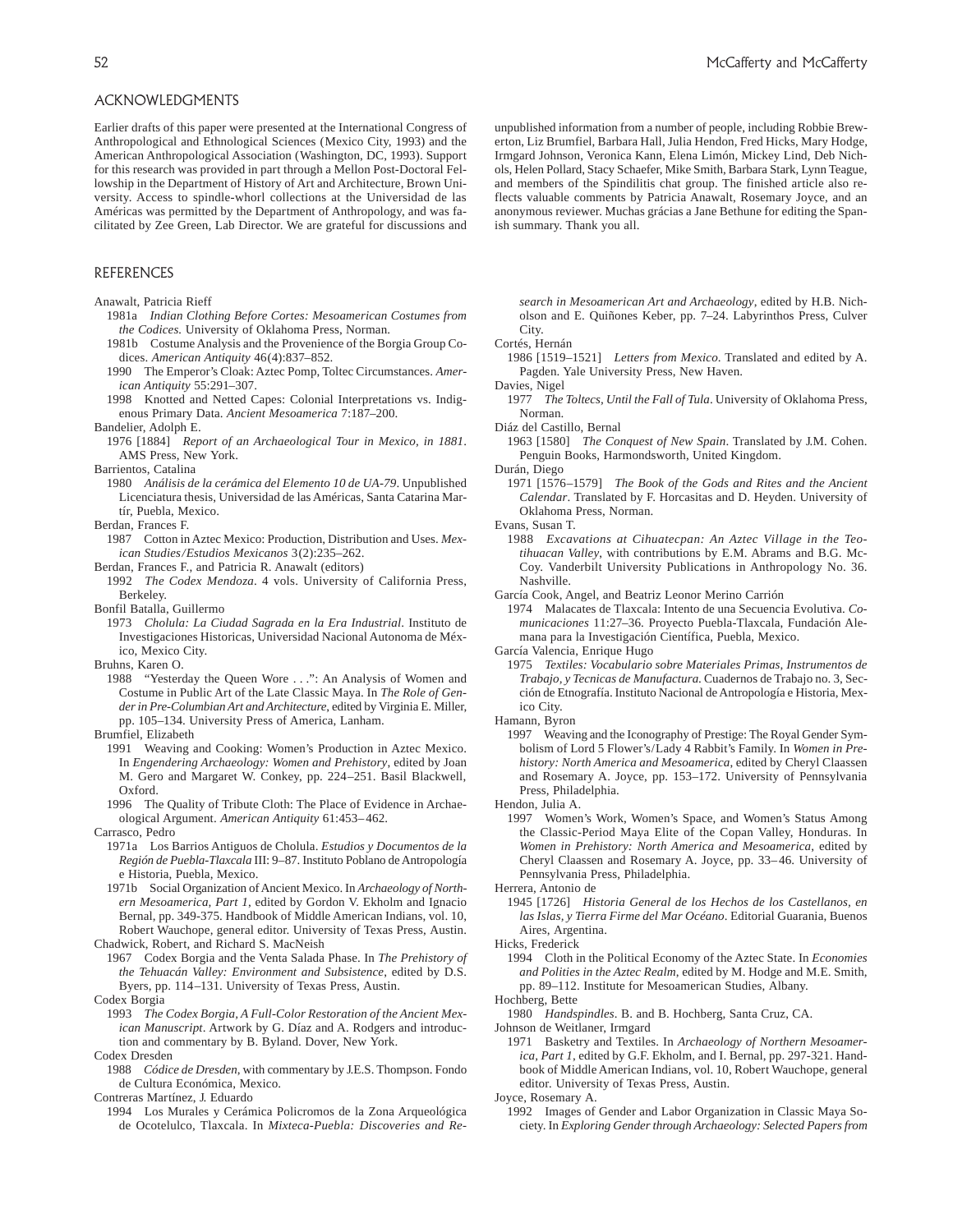## ACKNOWLEDGMENTS

Earlier drafts of this paper were presented at the International Congress of Anthropological and Ethnological Sciences (Mexico City, 1993) and the American Anthropological Association (Washington, DC, 1993). Support for this research was provided in part through a Mellon Post-Doctoral Fellowship in the Department of History of Art and Architecture, Brown University. Access to spindle-whorl collections at the Universidad de las Américas was permitted by the Department of Anthropology, and was facilitated by Zee Green, Lab Director. We are grateful for discussions and unpublished information from a number of people, including Robbie Brewerton, Liz Brumfiel, Barbara Hall, Julia Hendon, Fred Hicks, Mary Hodge, Irmgard Johnson, Veronica Kann, Elena Limón, Mickey Lind, Deb Nichols, Helen Pollard, Stacy Schaefer, Mike Smith, Barbara Stark, Lynn Teague, and members of the Spindilitis chat group. The finished article also reflects valuable comments by Patricia Anawalt, Rosemary Joyce, and an anonymous reviewer. Muchas grácias a Jane Bethune for editing the Spanish summary. Thank you all.

## REFERENCES

Anawalt, Patricia Rieff

1981a *Indian Clothing Before Cortes: Mesoamerican Costumes from the Codices.* University of Oklahoma Press, Norman.

1981b Costume Analysis and the Provenience of the Borgia Group Codices. *American Antiquity* 46(4):837–852.

1990 The Emperor's Cloak: Aztec Pomp, Toltec Circumstances. *American Antiquity* 55:291–307.

1998 Knotted and Netted Capes: Colonial Interpretations vs. Indigenous Primary Data. *Ancient Mesoamerica* 7:187–200.

Bandelier, Adolph E.

1976 [1884] *Report of an Archaeological Tour in Mexico, in 1881*. AMS Press, New York.

Barrientos, Catalina

1980 *Análisis de la cerámica del Elemento 10 de UA-79*. Unpublished Licenciatura thesis, Universidad de las Américas, Santa Catarina Martír, Puebla, Mexico.

Berdan, Frances F.

1987 Cotton in Aztec Mexico: Production, Distribution and Uses. *Mexican Studies/Estudios Mexicanos* 3(2):235–262.

Berdan, Frances F., and Patricia R. Anawalt (editors)

1992 *The Codex Mendoza*. 4 vols. University of California Press, Berkeley.

Bonfil Batalla, Guillermo

1973 *Cholula: La Ciudad Sagrada en la Era Industrial*. Instituto de Investigaciones Historicas, Universidad Nacional Autonoma de México, Mexico City.

Bruhns, Karen O.

1988 "Yesterday the Queen Wore . . .": An Analysis of Women and Costume in Public Art of the Late Classic Maya. In *The Role of Gender in Pre-Columbian Art and Architecture*, edited by Virginia E. Miller, pp. 105–134. University Press of America, Lanham.

Brumfiel, Elizabeth

1991 Weaving and Cooking: Women's Production in Aztec Mexico. In *Engendering Archaeology: Women and Prehistory*, edited by Joan M. Gero and Margaret W. Conkey, pp. 224–251. Basil Blackwell, Oxford.

1996 The Quality of Tribute Cloth: The Place of Evidence in Archaeological Argument. *American Antiquity* 61:453–462.

Carrasco, Pedro

1971a Los Barrios Antiguos de Cholula. *Estudios y Documentos de la Región de Puebla-Tlaxcala* III: 9–87. Instituto Poblano de Antropología e Historia, Puebla, Mexico.

1971b Social Organization of Ancient Mexico. In *Archaeology of Northern Mesoamerica, Part 1*, edited by Gordon V. Ekholm and Ignacio Bernal, pp. 349-375. Handbook of Middle American Indians, vol. 10, Robert Wauchope, general editor. University of Texas Press, Austin.

Chadwick, Robert, and Richard S. MacNeish

1967 Codex Borgia and the Venta Salada Phase. In *The Prehistory of the Tehuacán Valley: Environment and Subsistence*, edited by D.S. Byers, pp. 114–131. University of Texas Press, Austin.

Codex Borgia

1993 *The Codex Borgia, A Full-Color Restoration of the Ancient Mexican Manuscript*. Artwork by G. Díaz and A. Rodgers and introduction and commentary by B. Byland. Dover, New York.

Codex Dresden

1988 *Códice de Dresden*, with commentary by J.E.S. Thompson. Fondo de Cultura Económica, Mexico.

Contreras Martínez, J. Eduardo

1994 Los Murales y Cerámica Policromos de la Zona Arqueológica de Ocotelulco, Tlaxcala. In *Mixteca-Puebla: Discoveries and Research in Mesoamerican Art and Archaeology*, edited by H.B. Nicholson and E. Quiñones Keber, pp. 7–24. Labyrinthos Press, Culver City.

Cortés, Hernán

1986 [1519–1521] *Letters from Mexico*. Translated and edited by A. Pagden. Yale University Press, New Haven.

Davies, Nigel

1977 *The Toltecs, Until the Fall of Tula*. University of Oklahoma Press, Norman.

Diáz del Castillo, Bernal

1963 [1580] *The Conquest of New Spain*. Translated by J.M. Cohen. Penguin Books, Harmondsworth, United Kingdom.

Durán, Diego

1971 [1576–1579] *The Book of the Gods and Rites and the Ancient Calendar*. Translated by F. Horcasitas and D. Heyden. University of Oklahoma Press, Norman.

Evans, Susan T.

1988 *Excavations at Cihuatecpan: An Aztec Village in the Teotihuacan Valley*, with contributions by E.M. Abrams and B.G. McCoy. Vanderbilt University Publications in Anthropology No. 36. Nashville.

García Cook, Angel, and Beatriz Leonor Merino Carrión

1974 Malacates de Tlaxcala: Intento de una Secuencia Evolutiva. *Comunicaciones* 11:27–36. Proyecto Puebla-Tlaxcala, Fundación Alemana para la Investigación Científica, Puebla, Mexico.

García Valencia, Enrique Hugo

1975 *Textiles: Vocabulario sobre Materiales Primas, Instrumentos de Trabajo, y Tecnicas de Manufactura.* Cuadernos de Trabajo no. 3, Sección de Etnografía. Instituto Nacional de Antropología e Historia, Mexico City.

Hamann, Byron

1997 Weaving and the Iconography of Prestige: The Royal Gender Symbolism of Lord 5 Flower's/Lady 4 Rabbit's Family. In *Women in Prehistory: North America and Mesoamerica*, edited by Cheryl Claassen and Rosemary A. Joyce, pp. 153–172. University of Pennsylvania Press, Philadelphia.

Hendon, Julia A.

1997 Women's Work, Women's Space, and Women's Status Among the Classic-Period Maya Elite of the Copan Valley, Honduras. In *Women in Prehistory: North America and Mesoamerica*, edited by Cheryl Claassen and Rosemary A. Joyce, pp. 33–46. University of Pennsylvania Press, Philadelphia.

Herrera, Antonio de

1945 [1726] *Historia General de los Hechos de los Castellanos, en las Islas, y Tierra Firme del Mar Océano*. Editorial Guarania, Buenos Aires, Argentina.

Hicks, Frederick

1994 Cloth in the Political Economy of the Aztec State. In *Economies and Polities in the Aztec Realm*, edited by M. Hodge and M.E. Smith, pp. 89–112. Institute for Mesoamerican Studies, Albany.

Hochberg, Bette

1980 *Handspindles*. B. and B. Hochberg, Santa Cruz, CA.

Johnson de Weitlaner, Irmgard

1971 Basketry and Textiles. In *Archaeology of Northern Mesoamerica, Part 1*, edited by G.F. Ekholm, and I. Bernal, pp. 297-321. Handbook of Middle American Indians, vol. 10, Robert Wauchope, general editor. University of Texas Press, Austin.

Joyce, Rosemary A.

1992 Images of Gender and Labor Organization in Classic Maya Society. In *Exploring Gender through Archaeology: Selected Papers from*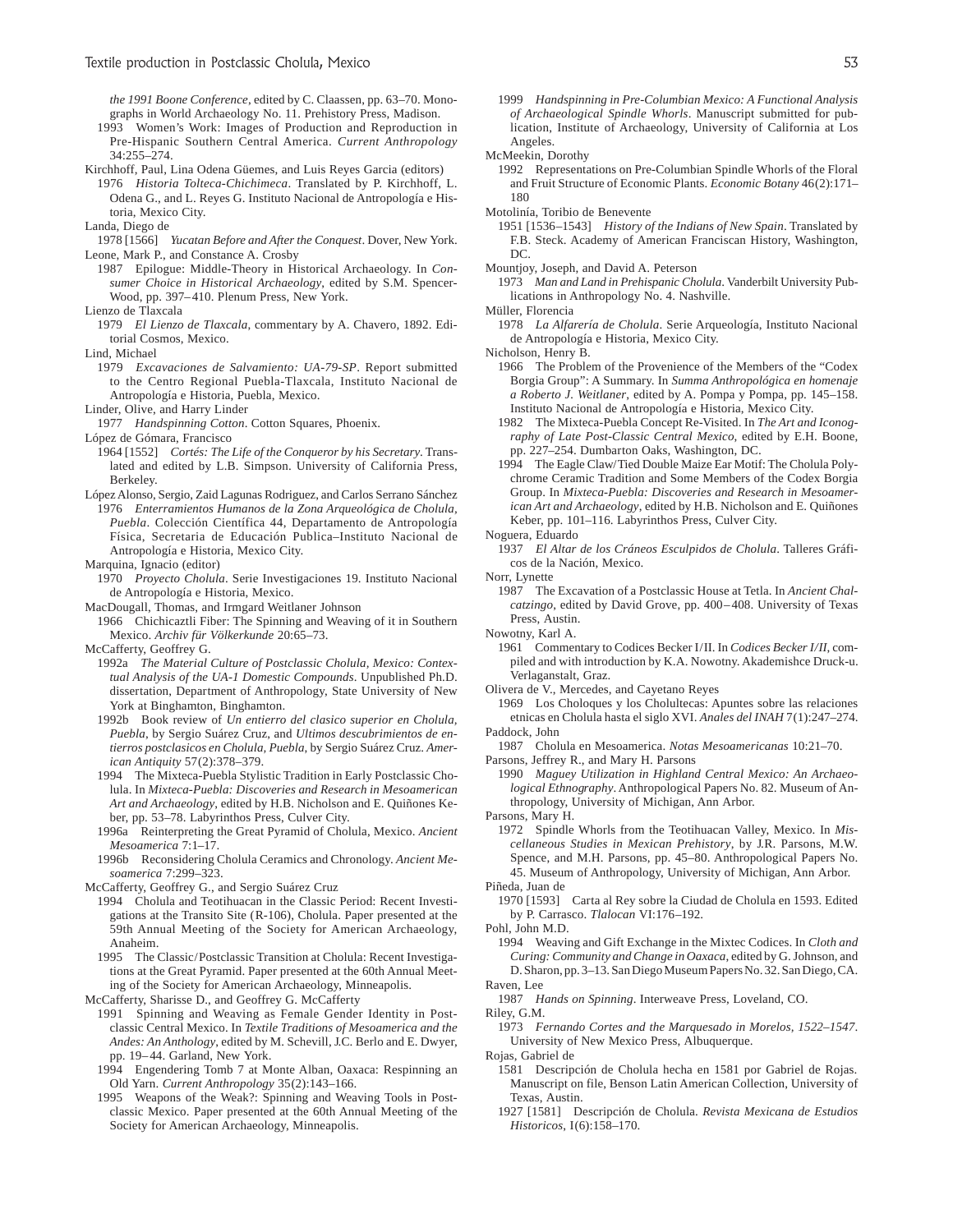*the 1991 Boone Conference*, edited by C. Claassen, pp. 63–70. Monographs in World Archaeology No. 11. Prehistory Press, Madison.

1993 Women's Work: Images of Production and Reproduction in Pre-Hispanic Southern Central America. *Current Anthropology* 34:255–274.

Kirchhoff, Paul, Lina Odena Güemes, and Luis Reyes Garcia (editors)

1976 *Historia Tolteca-Chichimeca*. Translated by P. Kirchhoff, L. Odena G., and L. Reyes G. Instituto Nacional de Antropología e Historia, Mexico City.

Landa, Diego de

1978 [1566] *Yucatan Before and After the Conquest*. Dover, New York.

Leone, Mark P., and Constance A. Crosby

1987 Epilogue: Middle-Theory in Historical Archaeology. In *Consumer Choice in Historical Archaeology*, edited by S.M. Spencer-Wood, pp. 397–410. Plenum Press, New York.

Lienzo de Tlaxcala

1979 *El Lienzo de Tlaxcala*, commentary by A. Chavero, 1892. Editorial Cosmos, Mexico.

Lind, Michael

1979 *Excavaciones de Salvamiento: UA-79-SP*. Report submitted to the Centro Regional Puebla-Tlaxcala, Instituto Nacional de Antropología e Historia, Puebla, Mexico.

Linder, Olive, and Harry Linder

1977 *Handspinning Cotton*. Cotton Squares, Phoenix.

López de Gómara, Francisco

1964 [1552] *Cortés: The Life of the Conqueror by his Secretary*. Translated and edited by L.B. Simpson. University of California Press, Berkeley.

López Alonso, Sergio, Zaid Lagunas Rodriguez, and Carlos Serrano Sánchez

1976 *Enterramientos Humanos de la Zona Arqueológica de Cholula, Puebla*. Colección Científica 44, Departamento de Antropología Física, Secretaria de Educación Publica–Instituto Nacional de Antropología e Historia, Mexico City.

Marquina, Ignacio (editor)

1970 *Proyecto Cholula*. Serie Investigaciones 19. Instituto Nacional de Antropología e Historia, Mexico.

MacDougall, Thomas, and Irmgard Weitlaner Johnson

1966 Chichicaztli Fiber: The Spinning and Weaving of it in Southern Mexico. *Archiv für Völkerkunde* 20:65–73.

McCafferty, Geoffrey G.

1992a *The Material Culture of Postclassic Cholula, Mexico: Contextual Analysis of the UA-1 Domestic Compounds*. Unpublished Ph.D. dissertation, Department of Anthropology, State University of New York at Binghamton, Binghamton.

1992b Book review of *Un entierro del clasico superior en Cholula, Puebla*, by Sergio Suárez Cruz, and *Ultimos descubrimientos de entierros postclasicos en Cholula, Puebla*, by Sergio Suárez Cruz. *American Antiquity* 57(2):378–379.

1994 The Mixteca-Puebla Stylistic Tradition in Early Postclassic Cholula. In *Mixteca-Puebla: Discoveries and Research in Mesoamerican Art and Archaeology*, edited by H.B. Nicholson and E. Quiñones Keber, pp. 53–78. Labyrinthos Press, Culver City.

1996a Reinterpreting the Great Pyramid of Cholula, Mexico. *Ancient Mesoamerica* 7:1–17.

1996b Reconsidering Cholula Ceramics and Chronology. *Ancient Mesoamerica* 7:299–323.

McCafferty, Geoffrey G., and Sergio Suárez Cruz

1994 Cholula and Teotihuacan in the Classic Period: Recent Investigations at the Transito Site (R-106), Cholula. Paper presented at the 59th Annual Meeting of the Society for American Archaeology, Anaheim.

1995 The Classic/Postclassic Transition at Cholula: Recent Investigations at the Great Pyramid. Paper presented at the 60th Annual Meeting of the Society for American Archaeology, Minneapolis.

McCafferty, Sharisse D., and Geoffrey G. McCafferty

1991 Spinning and Weaving as Female Gender Identity in Postclassic Central Mexico. In *Textile Traditions of Mesoamerica and the Andes: An Anthology*, edited by M. Schevill, J.C. Berlo and E. Dwyer, pp. 19–44. Garland, New York.

1994 Engendering Tomb 7 at Monte Alban, Oaxaca: Respinning an Old Yarn. *Current Anthropology* 35(2):143–166.

1995 Weapons of the Weak?: Spinning and Weaving Tools in Postclassic Mexico. Paper presented at the 60th Annual Meeting of the Society for American Archaeology, Minneapolis.

1999 *Handspinning in Pre-Columbian Mexico: A Functional Analysis of Archaeological Spindle Whorls*. Manuscript submitted for publication, Institute of Archaeology, University of California at Los Angeles.

McMeekin, Dorothy

1992 Representations on Pre-Columbian Spindle Whorls of the Floral and Fruit Structure of Economic Plants. *Economic Botany* 46(2):171–180

Motolinía, Toribio de Benevente

1951 [1536–1543] *History of the Indians of New Spain*. Translated by F.B. Steck. Academy of American Franciscan History, Washington, DC.

Mountjoy, Joseph, and David A. Peterson

1973 *Man and Land in Prehispanic Cholula*. Vanderbilt University Publications in Anthropology No. 4. Nashville.

Müller, Florencia

1978 *La Alfarería de Cholula*. Serie Arqueología, Instituto Nacional de Antropología e Historia, Mexico City.

Nicholson, Henry B.

1966 The Problem of the Provenience of the Members of the "Codex Borgia Group": A Summary. In *Summa Anthropológica en homenaje a Roberto J. Weitlaner*, edited by A. Pompa y Pompa, pp. 145–158. Instituto Nacional de Antropología e Historia, Mexico City.

1982 The Mixteca-Puebla Concept Re-Visited. In *The Art and Iconography of Late Post-Classic Central Mexico*, edited by E.H. Boone, pp. 227–254. Dumbarton Oaks, Washington, DC.

1994 The Eagle Claw/Tied Double Maize Ear Motif: The Cholula Polychrome Ceramic Tradition and Some Members of the Codex Borgia Group. In *Mixteca-Puebla: Discoveries and Research in Mesoamerican Art and Archaeology*, edited by H.B. Nicholson and E. Quiñones Keber, pp. 101–116. Labyrinthos Press, Culver City.

Noguera, Eduardo

1937 *El Altar de los Cráneos Esculpidos de Cholula*. Talleres Gráficos de la Nación, Mexico.

Norr, Lynette

1987 The Excavation of a Postclassic House at Tetla. In *Ancient Chalcatzingo*, edited by David Grove, pp. 400–408. University of Texas Press, Austin.

Nowotny, Karl A.

1961 Commentary to Codices Becker I/II. In *Codices Becker I/II*, compiled and with introduction by K.A. Nowotny. Akademishce Druck-u. Verlaganstalt, Graz.

Olivera de V., Mercedes, and Cayetano Reyes

1969 Los Choloques y los Cholultecas: Apuntes sobre las relaciones etnicas en Cholula hasta el siglo XVI. *Anales del INAH* 7(1):247–274.

Paddock, John

1987 Cholula en Mesoamerica. *Notas Mesoamericanas* 10:21–70.

Parsons, Jeffrey R., and Mary H. Parsons

1990 *Maguey Utilization in Highland Central Mexico: An Archaeological Ethnography*. Anthropological Papers No. 82. Museum of Anthropology, University of Michigan, Ann Arbor.

Parsons, Mary H.

1972 Spindle Whorls from the Teotihuacan Valley, Mexico. In *Miscellaneous Studies in Mexican Prehistory*, by J.R. Parsons, M.W. Spence, and M.H. Parsons, pp. 45–80. Anthropological Papers No. 45. Museum of Anthropology, University of Michigan, Ann Arbor.

Piñeda, Juan de

1970 [1593] Carta al Rey sobre la Ciudad de Cholula en 1593. Edited by P. Carrasco. *Tlalocan* VI:176–192.

Pohl, John M.D.

1994 Weaving and Gift Exchange in the Mixtec Codices. In *Cloth and Curing: Community and Change in Oaxaca*, edited by G. Johnson, and D. Sharon, pp. 3–13. San Diego Museum Papers No. 32. San Diego, CA.

Raven, Lee

1987 *Hands on Spinning*. Interweave Press, Loveland, CO.

Riley, G.M.

1973 *Fernando Cortes and the Marquesado in Morelos, 1522–1547*. University of New Mexico Press, Albuquerque.

Rojas, Gabriel de

1581 Descripción de Cholula hecha en 1581 por Gabriel de Rojas. Manuscript on file, Benson Latin American Collection, University of Texas, Austin.

1927 [1581] Descripción de Cholula. *Revista Mexicana de Estudios Historicos*, I(6):158–170.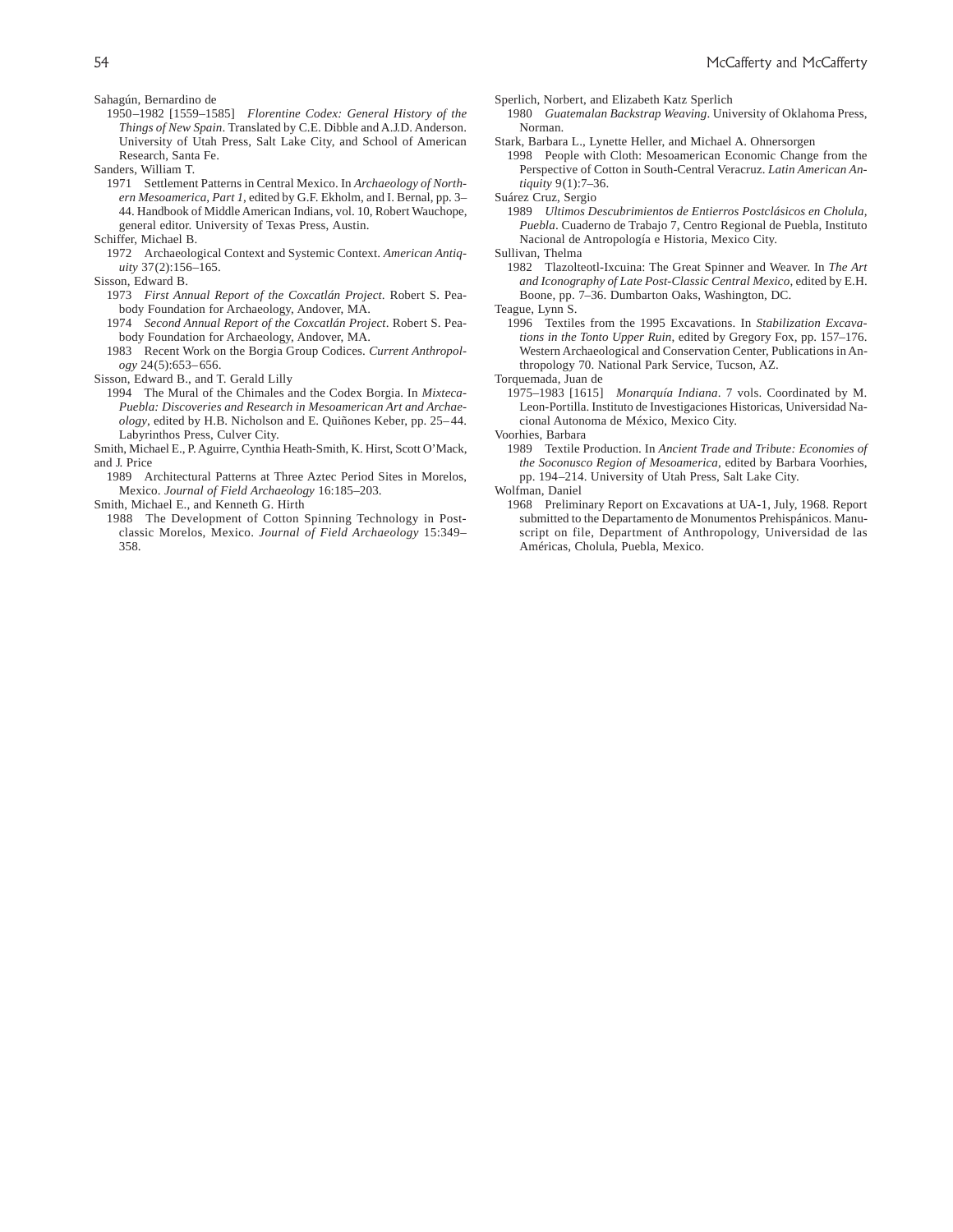Sahagún, Bernardino de
  1950–1982 [1559–1585] *Florentine Codex: General History of the Things of New Spain*. Translated by C.E. Dibble and A.J.D. Anderson. University of Utah Press, Salt Lake City, and School of American Research, Santa Fe.

Sanders, William T.
  1971 Settlement Patterns in Central Mexico. In *Archaeology of Northern Mesoamerica, Part 1*, edited by G.F. Ekholm, and I. Bernal, pp. 3–44. Handbook of Middle American Indians, vol. 10, Robert Wauchope, general editor. University of Texas Press, Austin.

Schiffer, Michael B.
  1972 Archaeological Context and Systemic Context. *American Antiquity* 37(2):156–165.

Sisson, Edward B.
  1973 *First Annual Report of the Coxcatlán Project*. Robert S. Peabody Foundation for Archaeology, Andover, MA.
  1974 *Second Annual Report of the Coxcatlán Project*. Robert S. Peabody Foundation for Archaeology, Andover, MA.
  1983 Recent Work on the Borgia Group Codices. *Current Anthropology* 24(5):653–656.

Sisson, Edward B., and T. Gerald Lilly
  1994 The Mural of the Chimales and the Codex Borgia. In *Mixteca-Puebla: Discoveries and Research in Mesoamerican Art and Archaeology*, edited by H.B. Nicholson and E. Quiñones Keber, pp. 25–44. Labyrinthos Press, Culver City.

Smith, Michael E., P. Aguirre, Cynthia Heath-Smith, K. Hirst, Scott O'Mack, and J. Price
  1989 Architectural Patterns at Three Aztec Period Sites in Morelos, Mexico. *Journal of Field Archaeology* 16:185–203.

Smith, Michael E., and Kenneth G. Hirth
  1988 The Development of Cotton Spinning Technology in Postclassic Morelos, Mexico. *Journal of Field Archaeology* 15:349–358.

Sperlich, Norbert, and Elizabeth Katz Sperlich
  1980 *Guatemalan Backstrap Weaving*. University of Oklahoma Press, Norman.

Stark, Barbara L., Lynette Heller, and Michael A. Ohnersorgen
  1998 People with Cloth: Mesoamerican Economic Change from the Perspective of Cotton in South-Central Veracruz. *Latin American Antiquity* 9(1):7–36.

Suárez Cruz, Sergio
  1989 *Ultimos Descubrimientos de Entierros Postclásicos en Cholula, Puebla*. Cuaderno de Trabajo 7, Centro Regional de Puebla, Instituto Nacional de Antropología e Historia, Mexico City.

Sullivan, Thelma
  1982 Tlazolteotl-Ixcuina: The Great Spinner and Weaver. In *The Art and Iconography of Late Post-Classic Central Mexico*, edited by E.H. Boone, pp. 7–36. Dumbarton Oaks, Washington, DC.

Teague, Lynn S.
  1996 Textiles from the 1995 Excavations. In *Stabilization Excavations in the Tonto Upper Ruin*, edited by Gregory Fox, pp. 157–176. Western Archaeological and Conservation Center, Publications in Anthropology 70. National Park Service, Tucson, AZ.

Torquemada, Juan de
  1975–1983 [1615] *Monarquía Indiana*. 7 vols. Coordinated by M. Leon-Portilla. Instituto de Investigaciones Historicas, Universidad Nacional Autonoma de México, Mexico City.

Voorhies, Barbara
  1989 Textile Production. In *Ancient Trade and Tribute: Economies of the Soconusco Region of Mesoamerica*, edited by Barbara Voorhies, pp. 194–214. University of Utah Press, Salt Lake City.

Wolfman, Daniel
  1968 Preliminary Report on Excavations at UA-1, July, 1968. Report submitted to the Departamento de Monumentos Prehispánicos. Manuscript on file, Department of Anthropology, Universidad de las Américas, Cholula, Puebla, Mexico.